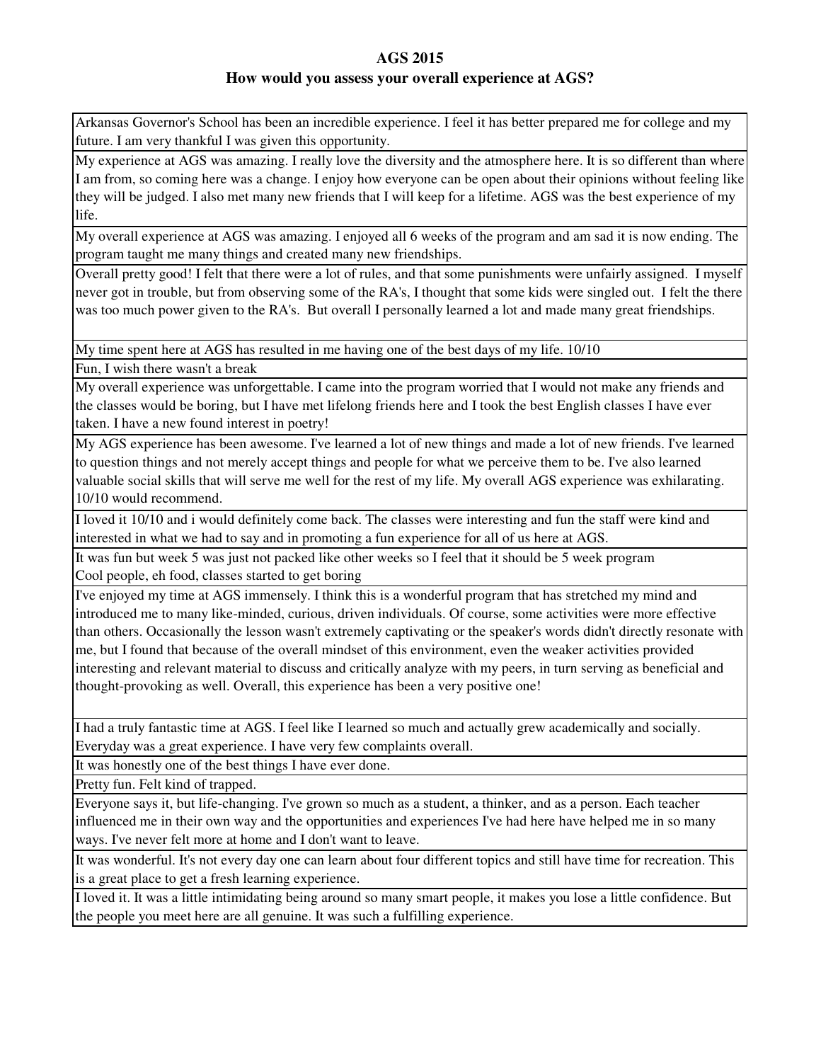# AGS 2015

## How would you assess your overall experience at AGS?

| |
|---|
| Arkansas Governor's School has been an incredible experience. I feel it has better prepared me for college and my future. I am very thankful I was given this opportunity. |
| My experience at AGS was amazing. I really love the diversity and the atmosphere here. It is so different than where I am from, so coming here was a change. I enjoy how everyone can be open about their opinions without feeling like they will be judged. I also met many new friends that I will keep for a lifetime. AGS was the best experience of my life. |
| My overall experience at AGS was amazing. I enjoyed all 6 weeks of the program and am sad it is now ending. The program taught me many things and created many new friendships. |
| Overall pretty good! I felt that there were a lot of rules, and that some punishments were unfairly assigned. I myself never got in trouble, but from observing some of the RA's, I thought that some kids were singled out. I felt the there was too much power given to the RA's. But overall I personally learned a lot and made many great friendships. |
| My time spent here at AGS has resulted in me having one of the best days of my life. 10/10 |
| Fun, I wish there wasn't a break |
| My overall experience was unforgettable. I came into the program worried that I would not make any friends and the classes would be boring, but I have met lifelong friends here and I took the best English classes I have ever taken. I have a new found interest in poetry! |
| My AGS experience has been awesome. I've learned a lot of new things and made a lot of new friends. I've learned to question things and not merely accept things and people for what we perceive them to be. I've also learned valuable social skills that will serve me well for the rest of my life. My overall AGS experience was exhilarating. 10/10 would recommend. |
| I loved it 10/10 and i would definitely come back. The classes were interesting and fun the staff were kind and interested in what we had to say and in promoting a fun experience for all of us here at AGS. |
| It was fun but week 5 was just not packed like other weeks so I feel that it should be 5 week program<br>Cool people, eh food, classes started to get boring |
| I've enjoyed my time at AGS immensely. I think this is a wonderful program that has stretched my mind and introduced me to many like-minded, curious, driven individuals. Of course, some activities were more effective than others. Occasionally the lesson wasn't extremely captivating or the speaker's words didn't directly resonate with me, but I found that because of the overall mindset of this environment, even the weaker activities provided interesting and relevant material to discuss and critically analyze with my peers, in turn serving as beneficial and thought-provoking as well. Overall, this experience has been a very positive one! |
| I had a truly fantastic time at AGS. I feel like I learned so much and actually grew academically and socially. Everyday was a great experience. I have very few complaints overall. |
| It was honestly one of the best things I have ever done. |
| Pretty fun. Felt kind of trapped. |
| Everyone says it, but life-changing. I've grown so much as a student, a thinker, and as a person. Each teacher influenced me in their own way and the opportunities and experiences I've had here have helped me in so many ways. I've never felt more at home and I don't want to leave. |
| It was wonderful. It's not every day one can learn about four different topics and still have time for recreation. This is a great place to get a fresh learning experience. |
| I loved it. It was a little intimidating being around so many smart people, it makes you lose a little confidence. But the people you meet here are all genuine. It was such a fulfilling experience. |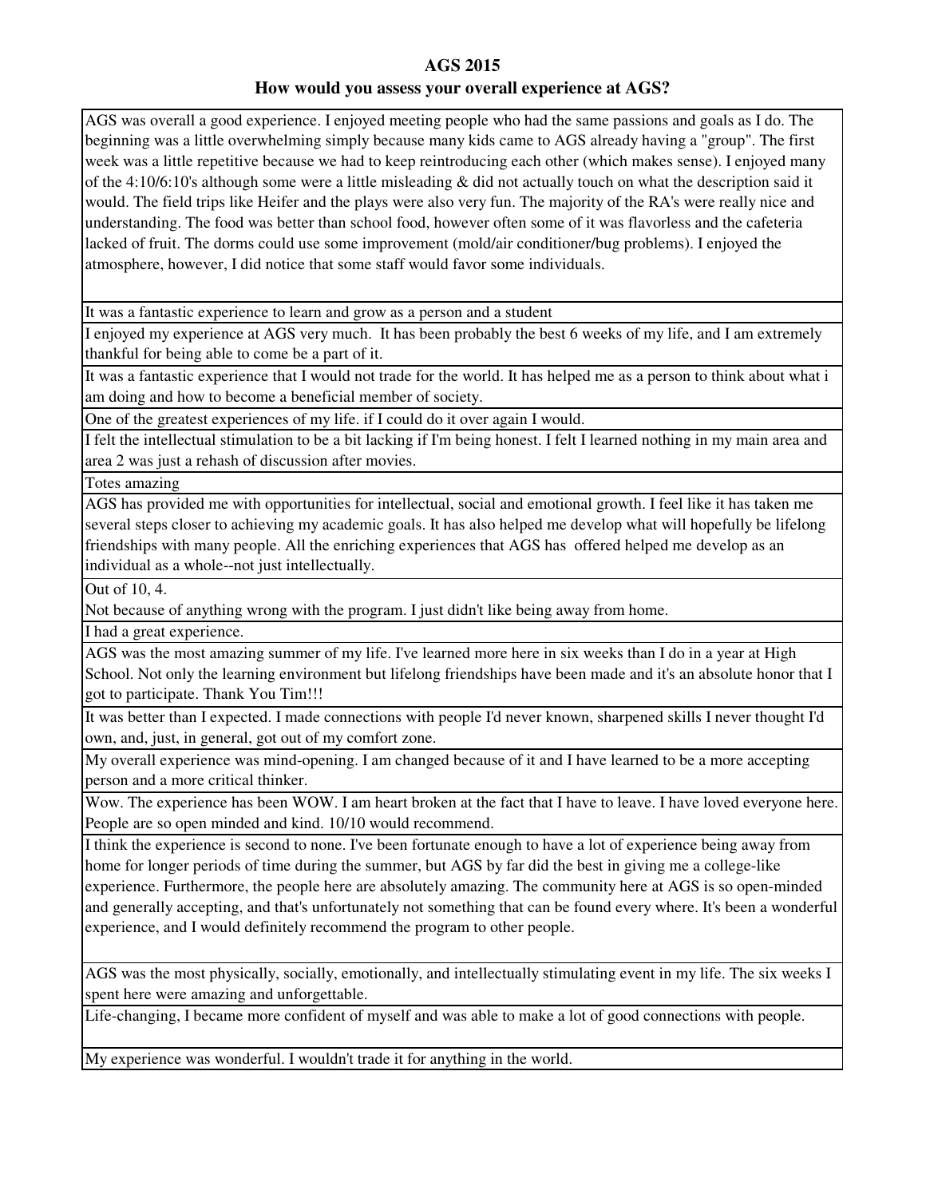**AGS 2015**

**How would you assess your overall experience at AGS?**

| |
|---|
| AGS was overall a good experience. I enjoyed meeting people who had the same passions and goals as I do. The beginning was a little overwhelming simply because many kids came to AGS already having a "group". The first week was a little repetitive because we had to keep reintroducing each other (which makes sense). I enjoyed many of the 4:10/6:10's although some were a little misleading & did not actually touch on what the description said it would. The field trips like Heifer and the plays were also very fun. The majority of the RA's were really nice and understanding. The food was better than school food, however often some of it was flavorless and the cafeteria lacked of fruit. The dorms could use some improvement (mold/air conditioner/bug problems). I enjoyed the atmosphere, however, I did notice that some staff would favor some individuals. |
| It was a fantastic experience to learn and grow as a person and a student |
| I enjoyed my experience at AGS very much. It has been probably the best 6 weeks of my life, and I am extremely thankful for being able to come be a part of it. |
| It was a fantastic experience that I would not trade for the world. It has helped me as a person to think about what i am doing and how to become a beneficial member of society. |
| One of the greatest experiences of my life. if I could do it over again I would. |
| I felt the intellectual stimulation to be a bit lacking if I'm being honest. I felt I learned nothing in my main area and area 2 was just a rehash of discussion after movies. |
| Totes amazing |
| AGS has provided me with opportunities for intellectual, social and emotional growth. I feel like it has taken me several steps closer to achieving my academic goals. It has also helped me develop what will hopefully be lifelong friendships with many people. All the enriching experiences that AGS has offered helped me develop as an individual as a whole--not just intellectually. |
| Out of 10, 4.<br>Not because of anything wrong with the program. I just didn't like being away from home. |
| I had a great experience. |
| AGS was the most amazing summer of my life. I've learned more here in six weeks than I do in a year at High School. Not only the learning environment but lifelong friendships have been made and it's an absolute honor that I got to participate. Thank You Tim!!! |
| It was better than I expected. I made connections with people I'd never known, sharpened skills I never thought I'd own, and, just, in general, got out of my comfort zone. |
| My overall experience was mind-opening. I am changed because of it and I have learned to be a more accepting person and a more critical thinker. |
| Wow. The experience has been WOW. I am heart broken at the fact that I have to leave. I have loved everyone here. People are so open minded and kind. 10/10 would recommend. |
| I think the experience is second to none. I've been fortunate enough to have a lot of experience being away from home for longer periods of time during the summer, but AGS by far did the best in giving me a college-like experience. Furthermore, the people here are absolutely amazing. The community here at AGS is so open-minded and generally accepting, and that's unfortunately not something that can be found every where. It's been a wonderful experience, and I would definitely recommend the program to other people. |
| AGS was the most physically, socially, emotionally, and intellectually stimulating event in my life. The six weeks I spent here were amazing and unforgettable. |
| Life-changing, I became more confident of myself and was able to make a lot of good connections with people. |
| My experience was wonderful. I wouldn't trade it for anything in the world. |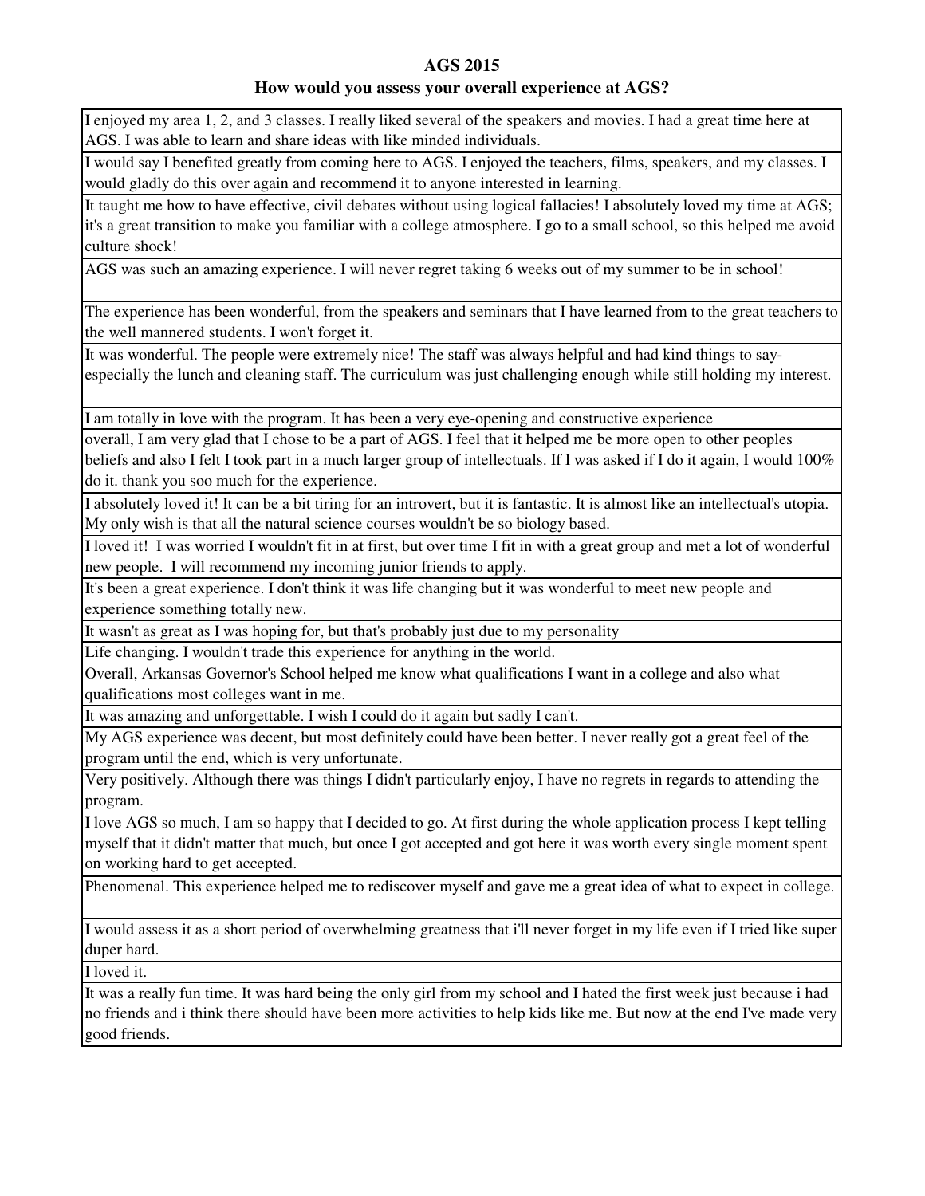**AGS 2015**

**How would you assess your overall experience at AGS?**

| How would you assess your overall experience at AGS? |
|---|
| I enjoyed my area 1, 2, and 3 classes. I really liked several of the speakers and movies. I had a great time here at AGS. I was able to learn and share ideas with like minded individuals. |
| I would say I benefited greatly from coming here to AGS. I enjoyed the teachers, films, speakers, and my classes. I would gladly do this over again and recommend it to anyone interested in learning. |
| It taught me how to have effective, civil debates without using logical fallacies! I absolutely loved my time at AGS; it's a great transition to make you familiar with a college atmosphere. I go to a small school, so this helped me avoid culture shock! |
| AGS was such an amazing experience. I will never regret taking 6 weeks out of my summer to be in school! |
| The experience has been wonderful, from the speakers and seminars that I have learned from to the great teachers to the well mannered students. I won't forget it. |
| It was wonderful. The people were extremely nice! The staff was always helpful and had kind things to say- especially the lunch and cleaning staff. The curriculum was just challenging enough while still holding my interest. |
| I am totally in love with the program. It has been a very eye-opening and constructive experience |
| overall, I am very glad that I chose to be a part of AGS. I feel that it helped me be more open to other peoples beliefs and also I felt I took part in a much larger group of intellectuals. If I was asked if I do it again, I would 100% do it. thank you soo much for the experience. |
| I absolutely loved it! It can be a bit tiring for an introvert, but it is fantastic. It is almost like an intellectual's utopia. My only wish is that all the natural science courses wouldn't be so biology based. |
| I loved it! I was worried I wouldn't fit in at first, but over time I fit in with a great group and met a lot of wonderful new people. I will recommend my incoming junior friends to apply. |
| It's been a great experience. I don't think it was life changing but it was wonderful to meet new people and experience something totally new. |
| It wasn't as great as I was hoping for, but that's probably just due to my personality |
| Life changing. I wouldn't trade this experience for anything in the world. |
| Overall, Arkansas Governor's School helped me know what qualifications I want in a college and also what qualifications most colleges want in me. |
| It was amazing and unforgettable. I wish I could do it again but sadly I can't. |
| My AGS experience was decent, but most definitely could have been better. I never really got a great feel of the program until the end, which is very unfortunate. |
| Very positively. Although there was things I didn't particularly enjoy, I have no regrets in regards to attending the program. |
| I love AGS so much, I am so happy that I decided to go. At first during the whole application process I kept telling myself that it didn't matter that much, but once I got accepted and got here it was worth every single moment spent on working hard to get accepted. |
| Phenomenal. This experience helped me to rediscover myself and gave me a great idea of what to expect in college. |
| I would assess it as a short period of overwhelming greatness that i'll never forget in my life even if I tried like super duper hard. |
| I loved it. |
| It was a really fun time. It was hard being the only girl from my school and I hated the first week just because i had no friends and i think there should have been more activities to help kids like me. But now at the end I've made very good friends. |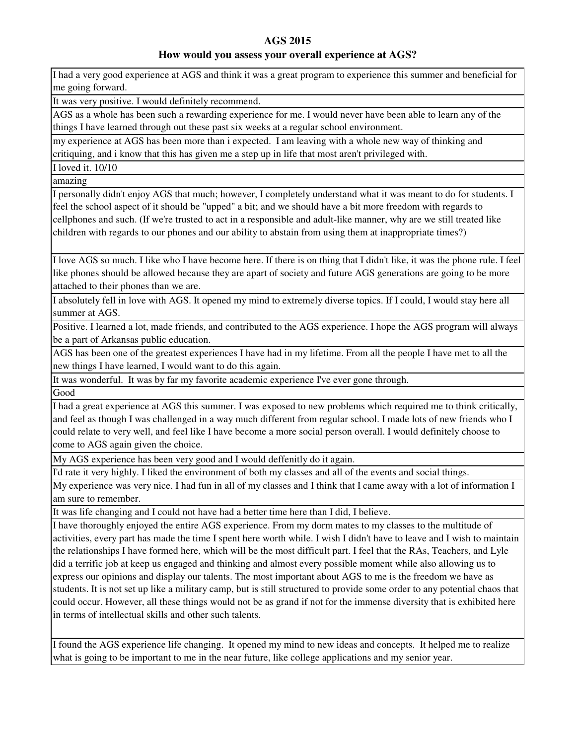**AGS 2015**

**How would you assess your overall experience at AGS?**

| |
|---|
| I had a very good experience at AGS and think it was a great program to experience this summer and beneficial for me going forward. |
| It was very positive. I would definitely recommend. |
| AGS as a whole has been such a rewarding experience for me. I would never have been able to learn any of the things I have learned through out these past six weeks at a regular school environment. |
| my experience at AGS has been more than i expected. I am leaving with a whole new way of thinking and critiquing, and i know that this has given me a step up in life that most aren't privileged with. |
| I loved it. 10/10 |
| amazing |
| I personally didn't enjoy AGS that much; however, I completely understand what it was meant to do for students. I feel the school aspect of it should be "upped" a bit; and we should have a bit more freedom with regards to cellphones and such. (If we're trusted to act in a responsible and adult-like manner, why are we still treated like children with regards to our phones and our ability to abstain from using them at inappropriate times?) |
| I love AGS so much. I like who I have become here. If there is on thing that I didn't like, it was the phone rule. I feel like phones should be allowed because they are apart of society and future AGS generations are going to be more attached to their phones than we are. |
| I absolutely fell in love with AGS. It opened my mind to extremely diverse topics. If I could, I would stay here all summer at AGS. |
| Positive. I learned a lot, made friends, and contributed to the AGS experience. I hope the AGS program will always be a part of Arkansas public education. |
| AGS has been one of the greatest experiences I have had in my lifetime. From all the people I have met to all the new things I have learned, I would want to do this again. |
| It was wonderful. It was by far my favorite academic experience I've ever gone through. |
| Good |
| I had a great experience at AGS this summer. I was exposed to new problems which required me to think critically, and feel as though I was challenged in a way much different from regular school. I made lots of new friends who I could relate to very well, and feel like I have become a more social person overall. I would definitely choose to come to AGS again given the choice. |
| My AGS experience has been very good and I would deffenitly do it again. |
| I'd rate it very highly. I liked the environment of both my classes and all of the events and social things. |
| My experience was very nice. I had fun in all of my classes and I think that I came away with a lot of information I am sure to remember. |
| It was life changing and I could not have had a better time here than I did, I believe. |
| I have thoroughly enjoyed the entire AGS experience. From my dorm mates to my classes to the multitude of activities, every part has made the time I spent here worth while. I wish I didn't have to leave and I wish to maintain the relationships I have formed here, which will be the most difficult part. I feel that the RAs, Teachers, and Lyle did a terrific job at keep us engaged and thinking and almost every possible moment while also allowing us to express our opinions and display our talents. The most important about AGS to me is the freedom we have as students. It is not set up like a military camp, but is still structured to provide some order to any potential chaos that could occur. However, all these things would not be as grand if not for the immense diversity that is exhibited here in terms of intellectual skills and other such talents. |
| I found the AGS experience life changing. It opened my mind to new ideas and concepts. It helped me to realize what is going to be important to me in the near future, like college applications and my senior year. |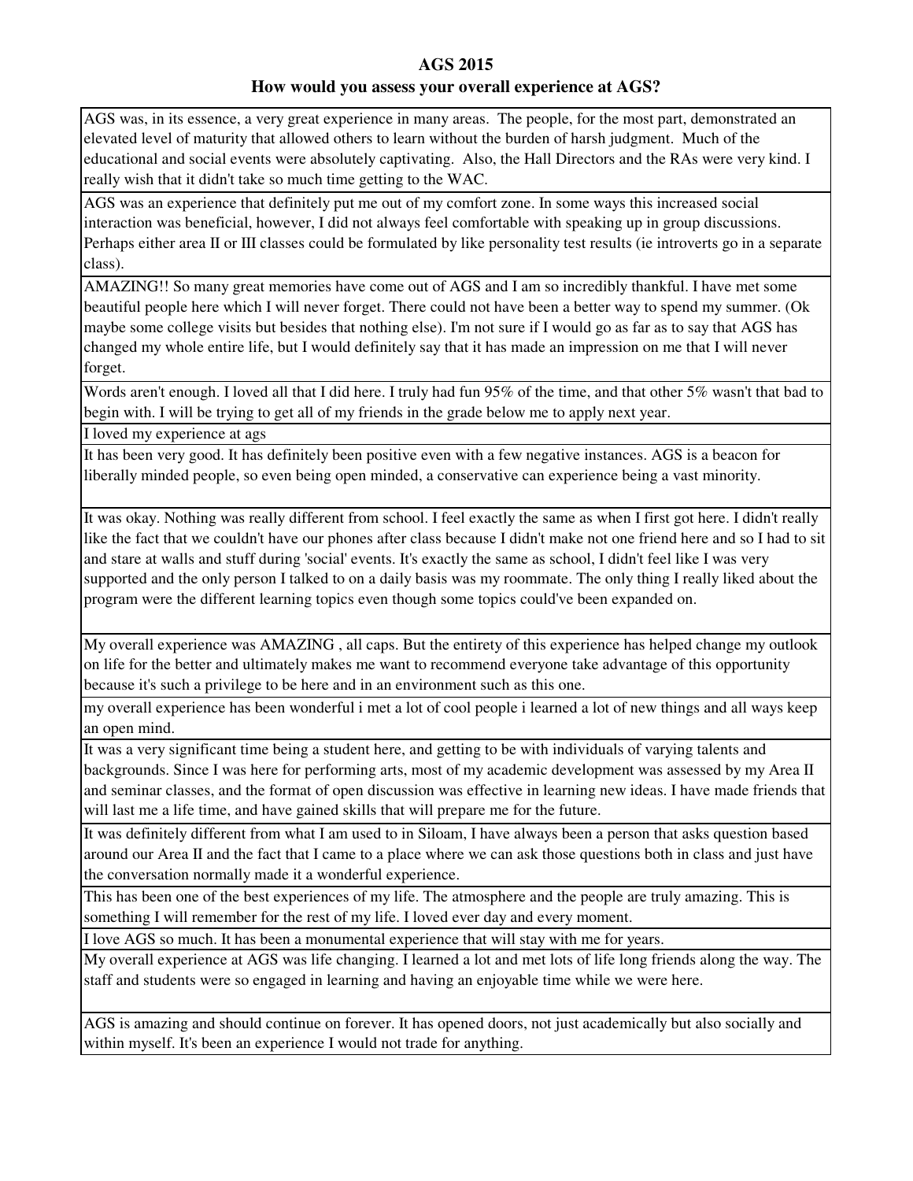**AGS 2015**

**How would you assess your overall experience at AGS?**

| |
|---|
| AGS was, in its essence, a very great experience in many areas. The people, for the most part, demonstrated an elevated level of maturity that allowed others to learn without the burden of harsh judgment. Much of the educational and social events were absolutely captivating. Also, the Hall Directors and the RAs were very kind. I really wish that it didn't take so much time getting to the WAC. |
| AGS was an experience that definitely put me out of my comfort zone. In some ways this increased social interaction was beneficial, however, I did not always feel comfortable with speaking up in group discussions. Perhaps either area II or III classes could be formulated by like personality test results (ie introverts go in a separate class). |
| AMAZING!! So many great memories have come out of AGS and I am so incredibly thankful. I have met some beautiful people here which I will never forget. There could not have been a better way to spend my summer. (Ok maybe some college visits but besides that nothing else). I'm not sure if I would go as far as to say that AGS has changed my whole entire life, but I would definitely say that it has made an impression on me that I will never forget. |
| Words aren't enough. I loved all that I did here. I truly had fun 95% of the time, and that other 5% wasn't that bad to begin with. I will be trying to get all of my friends in the grade below me to apply next year. |
| I loved my experience at ags |
| It has been very good. It has definitely been positive even with a few negative instances. AGS is a beacon for liberally minded people, so even being open minded, a conservative can experience being a vast minority. |
| It was okay. Nothing was really different from school. I feel exactly the same as when I first got here. I didn't really like the fact that we couldn't have our phones after class because I didn't make not one friend here and so I had to sit and stare at walls and stuff during 'social' events. It's exactly the same as school, I didn't feel like I was very supported and the only person I talked to on a daily basis was my roommate. The only thing I really liked about the program were the different learning topics even though some topics could've been expanded on. |
| My overall experience was AMAZING , all caps. But the entirety of this experience has helped change my outlook on life for the better and ultimately makes me want to recommend everyone take advantage of this opportunity because it's such a privilege to be here and in an environment such as this one. |
| my overall experience has been wonderful i met a lot of cool people i learned a lot of new things and all ways keep an open mind. |
| It was a very significant time being a student here, and getting to be with individuals of varying talents and backgrounds. Since I was here for performing arts, most of my academic development was assessed by my Area II and seminar classes, and the format of open discussion was effective in learning new ideas. I have made friends that will last me a life time, and have gained skills that will prepare me for the future. |
| It was definitely different from what I am used to in Siloam, I have always been a person that asks question based around our Area II and the fact that I came to a place where we can ask those questions both in class and just have the conversation normally made it a wonderful experience. |
| This has been one of the best experiences of my life. The atmosphere and the people are truly amazing. This is something I will remember for the rest of my life. I loved ever day and every moment. |
| I love AGS so much. It has been a monumental experience that will stay with me for years. |
| My overall experience at AGS was life changing. I learned a lot and met lots of life long friends along the way. The staff and students were so engaged in learning and having an enjoyable time while we were here. |
| AGS is amazing and should continue on forever. It has opened doors, not just academically but also socially and within myself. It's been an experience I would not trade for anything. |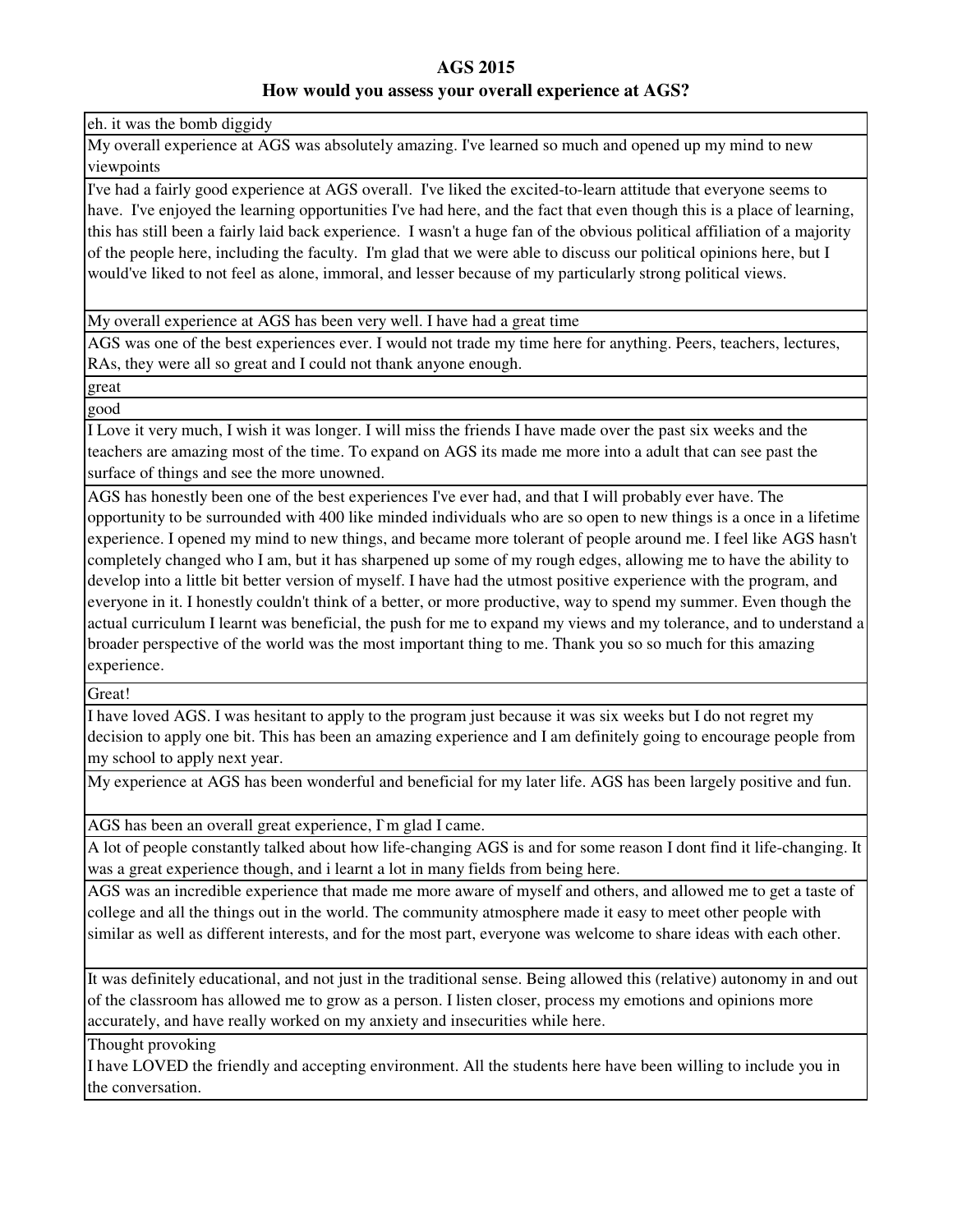**AGS 2015**

**How would you assess your overall experience at AGS?**

| How would you assess your overall experience at AGS? |
|---|
| eh. it was the bomb diggidy |
| My overall experience at AGS was absolutely amazing. I've learned so much and opened up my mind to new viewpoints |
| I've had a fairly good experience at AGS overall. I've liked the excited-to-learn attitude that everyone seems to have. I've enjoyed the learning opportunities I've had here, and the fact that even though this is a place of learning, this has still been a fairly laid back experience. I wasn't a huge fan of the obvious political affiliation of a majority of the people here, including the faculty. I'm glad that we were able to discuss our political opinions here, but I would've liked to not feel as alone, immoral, and lesser because of my particularly strong political views. |
| My overall experience at AGS has been very well. I have had a great time |
| AGS was one of the best experiences ever. I would not trade my time here for anything. Peers, teachers, lectures, RAs, they were all so great and I could not thank anyone enough. |
| great |
| good |
| I Love it very much, I wish it was longer. I will miss the friends I have made over the past six weeks and the teachers are amazing most of the time. To expand on AGS its made me more into a adult that can see past the surface of things and see the more unowned. |
| AGS has honestly been one of the best experiences I've ever had, and that I will probably ever have. The opportunity to be surrounded with 400 like minded individuals who are so open to new things is a once in a lifetime experience. I opened my mind to new things, and became more tolerant of people around me. I feel like AGS hasn't completely changed who I am, but it has sharpened up some of my rough edges, allowing me to have the ability to develop into a little bit better version of myself. I have had the utmost positive experience with the program, and everyone in it. I honestly couldn't think of a better, or more productive, way to spend my summer. Even though the actual curriculum I learnt was beneficial, the push for me to expand my views and my tolerance, and to understand a broader perspective of the world was the most important thing to me. Thank you so so much for this amazing experience. |
| Great! |
| I have loved AGS. I was hesitant to apply to the program just because it was six weeks but I do not regret my decision to apply one bit. This has been an amazing experience and I am definitely going to encourage people from my school to apply next year. |
| My experience at AGS has been wonderful and beneficial for my later life. AGS has been largely positive and fun. |
| AGS has been an overall great experience, I`m glad I came. |
| A lot of people constantly talked about how life-changing AGS is and for some reason I dont find it life-changing. It was a great experience though, and i learnt a lot in many fields from being here. |
| AGS was an incredible experience that made me more aware of myself and others, and allowed me to get a taste of college and all the things out in the world. The community atmosphere made it easy to meet other people with similar as well as different interests, and for the most part, everyone was welcome to share ideas with each other. |
| It was definitely educational, and not just in the traditional sense. Being allowed this (relative) autonomy in and out of the classroom has allowed me to grow as a person. I listen closer, process my emotions and opinions more accurately, and have really worked on my anxiety and insecurities while here. |
| Thought provoking |
| I have LOVED the friendly and accepting environment. All the students here have been willing to include you in the conversation. |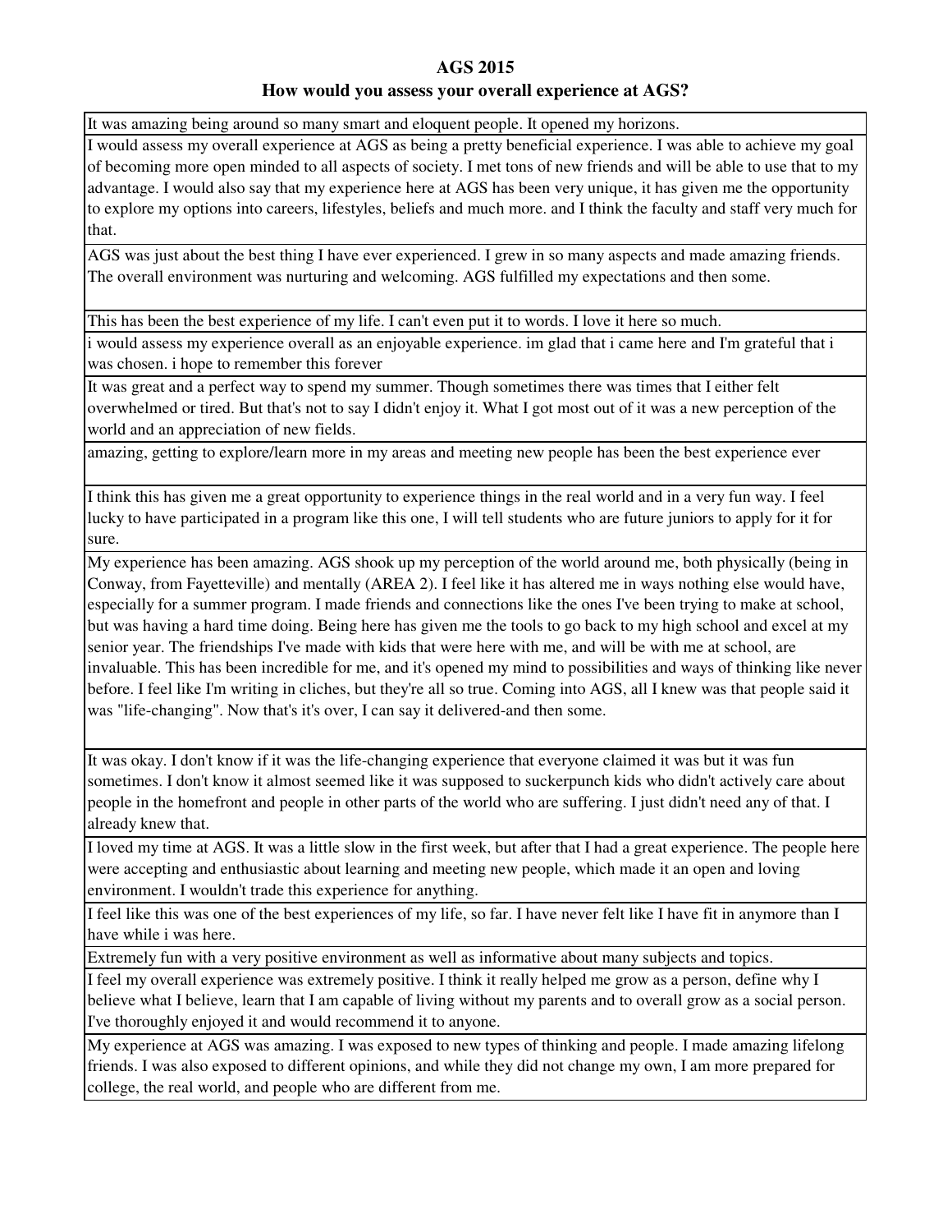**AGS 2015**

**How would you assess your overall experience at AGS?**

| |
|---|
| It was amazing being around so many smart and eloquent people. It opened my horizons. |
| I would assess my overall experience at AGS as being a pretty beneficial experience. I was able to achieve my goal of becoming more open minded to all aspects of society. I met tons of new friends and will be able to use that to my advantage. I would also say that my experience here at AGS has been very unique, it has given me the opportunity to explore my options into careers, lifestyles, beliefs and much more. and I think the faculty and staff very much for that. |
| AGS was just about the best thing I have ever experienced. I grew in so many aspects and made amazing friends. The overall environment was nurturing and welcoming. AGS fulfilled my expectations and then some. |
| This has been the best experience of my life. I can't even put it to words. I love it here so much. |
| i would assess my experience overall as an enjoyable experience. im glad that i came here and I'm grateful that i was chosen. i hope to remember this forever |
| It was great and a perfect way to spend my summer. Though sometimes there was times that I either felt overwhelmed or tired. But that's not to say I didn't enjoy it. What I got most out of it was a new perception of the world and an appreciation of new fields. |
| amazing, getting to explore/learn more in my areas and meeting new people has been the best experience ever |
| I think this has given me a great opportunity to experience things in the real world and in a very fun way. I feel lucky to have participated in a program like this one, I will tell students who are future juniors to apply for it for sure. |
| My experience has been amazing. AGS shook up my perception of the world around me, both physically (being in Conway, from Fayetteville) and mentally (AREA 2). I feel like it has altered me in ways nothing else would have, especially for a summer program. I made friends and connections like the ones I've been trying to make at school, but was having a hard time doing. Being here has given me the tools to go back to my high school and excel at my senior year. The friendships I've made with kids that were here with me, and will be with me at school, are invaluable. This has been incredible for me, and it's opened my mind to possibilities and ways of thinking like never before. I feel like I'm writing in cliches, but they're all so true. Coming into AGS, all I knew was that people said it was "life-changing". Now that's it's over, I can say it delivered-and then some. |
| It was okay. I don't know if it was the life-changing experience that everyone claimed it was but it was fun sometimes. I don't know it almost seemed like it was supposed to suckerpunch kids who didn't actively care about people in the homefront and people in other parts of the world who are suffering. I just didn't need any of that. I already knew that. |
| I loved my time at AGS. It was a little slow in the first week, but after that I had a great experience. The people here were accepting and enthusiastic about learning and meeting new people, which made it an open and loving environment. I wouldn't trade this experience for anything. |
| I feel like this was one of the best experiences of my life, so far. I have never felt like I have fit in anymore than I have while i was here. |
| Extremely fun with a very positive environment as well as informative about many subjects and topics. |
| I feel my overall experience was extremely positive. I think it really helped me grow as a person, define why I believe what I believe, learn that I am capable of living without my parents and to overall grow as a social person. I've thoroughly enjoyed it and would recommend it to anyone. |
| My experience at AGS was amazing. I was exposed to new types of thinking and people. I made amazing lifelong friends. I was also exposed to different opinions, and while they did not change my own, I am more prepared for college, the real world, and people who are different from me. |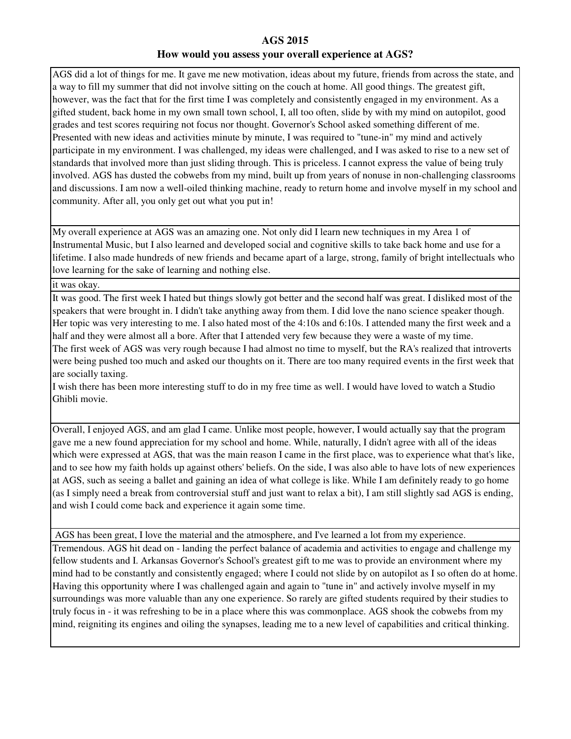**AGS 2015**

**How would you assess your overall experience at AGS?**

| |
|---|
| AGS did a lot of things for me. It gave me new motivation, ideas about my future, friends from across the state, and a way to fill my summer that did not involve sitting on the couch at home. All good things. The greatest gift, however, was the fact that for the first time I was completely and consistently engaged in my environment. As a gifted student, back home in my own small town school, I, all too often, slide by with my mind on autopilot, good grades and test scores requiring not focus nor thought. Governor's School asked something different of me. Presented with new ideas and activities minute by minute, I was required to "tune-in" my mind and actively participate in my environment. I was challenged, my ideas were challenged, and I was asked to rise to a new set of standards that involved more than just sliding through. This is priceless. I cannot express the value of being truly involved. AGS has dusted the cobwebs from my mind, built up from years of nonuse in non-challenging classrooms and discussions. I am now a well-oiled thinking machine, ready to return home and involve myself in my school and community. After all, you only get out what you put in! |
| My overall experience at AGS was an amazing one. Not only did I learn new techniques in my Area 1 of Instrumental Music, but I also learned and developed social and cognitive skills to take back home and use for a lifetime. I also made hundreds of new friends and became apart of a large, strong, family of bright intellectuals who love learning for the sake of learning and nothing else. |
| it was okay. |
| It was good. The first week I hated but things slowly got better and the second half was great. I disliked most of the speakers that were brought in. I didn't take anything away from them. I did love the nano science speaker though. Her topic was very interesting to me. I also hated most of the 4:10s and 6:10s. I attended many the first week and a half and they were almost all a bore. After that I attended very few because they were a waste of my time.<br>The first week of AGS was very rough because I had almost no time to myself, but the RA's realized that introverts were being pushed too much and asked our thoughts on it. There are too many required events in the first week that are socially taxing.<br>I wish there has been more interesting stuff to do in my free time as well. I would have loved to watch a Studio Ghibli movie. |
| Overall, I enjoyed AGS, and am glad I came. Unlike most people, however, I would actually say that the program gave me a new found appreciation for my school and home. While, naturally, I didn't agree with all of the ideas which were expressed at AGS, that was the main reason I came in the first place, was to experience what that's like, and to see how my faith holds up against others' beliefs. On the side, I was also able to have lots of new experiences at AGS, such as seeing a ballet and gaining an idea of what college is like. While I am definitely ready to go home (as I simply need a break from controversial stuff and just want to relax a bit), I am still slightly sad AGS is ending, and wish I could come back and experience it again some time. |
| AGS has been great, I love the material and the atmosphere, and I've learned a lot from my experience. |
| Tremendous. AGS hit dead on - landing the perfect balance of academia and activities to engage and challenge my fellow students and I. Arkansas Governor's School's greatest gift to me was to provide an environment where my mind had to be constantly and consistently engaged; where I could not slide by on autopilot as I so often do at home. Having this opportunity where I was challenged again and again to "tune in" and actively involve myself in my surroundings was more valuable than any one experience. So rarely are gifted students required by their studies to truly focus in - it was refreshing to be in a place where this was commonplace. AGS shook the cobwebs from my mind, reigniting its engines and oiling the synapses, leading me to a new level of capabilities and critical thinking. |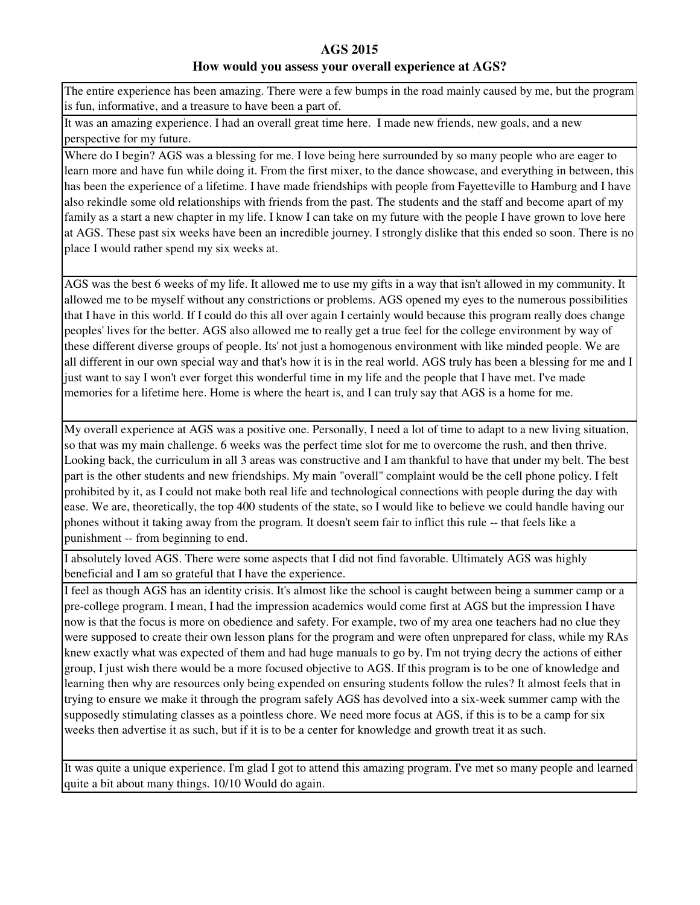**AGS 2015**

**How would you assess your overall experience at AGS?**

| How would you assess your overall experience at AGS? |
|---|
| The entire experience has been amazing. There were a few bumps in the road mainly caused by me, but the program is fun, informative, and a treasure to have been a part of. |
| It was an amazing experience. I had an overall great time here. I made new friends, new goals, and a new perspective for my future. |
| Where do I begin? AGS was a blessing for me. I love being here surrounded by so many people who are eager to learn more and have fun while doing it. From the first mixer, to the dance showcase, and everything in between, this has been the experience of a lifetime. I have made friendships with people from Fayetteville to Hamburg and I have also rekindle some old relationships with friends from the past. The students and the staff and become apart of my family as a start a new chapter in my life. I know I can take on my future with the people I have grown to love here at AGS. These past six weeks have been an incredible journey. I strongly dislike that this ended so soon. There is no place I would rather spend my six weeks at. |
| AGS was the best 6 weeks of my life. It allowed me to use my gifts in a way that isn't allowed in my community. It allowed me to be myself without any constrictions or problems. AGS opened my eyes to the numerous possibilities that I have in this world. If I could do this all over again I certainly would because this program really does change peoples' lives for the better. AGS also allowed me to really get a true feel for the college environment by way of these different diverse groups of people. Its' not just a homogenous environment with like minded people. We are all different in our own special way and that's how it is in the real world. AGS truly has been a blessing for me and I just want to say I won't ever forget this wonderful time in my life and the people that I have met. I've made memories for a lifetime here. Home is where the heart is, and I can truly say that AGS is a home for me. |
| My overall experience at AGS was a positive one. Personally, I need a lot of time to adapt to a new living situation, so that was my main challenge. 6 weeks was the perfect time slot for me to overcome the rush, and then thrive. Looking back, the curriculum in all 3 areas was constructive and I am thankful to have that under my belt. The best part is the other students and new friendships. My main "overall" complaint would be the cell phone policy. I felt prohibited by it, as I could not make both real life and technological connections with people during the day with ease. We are, theoretically, the top 400 students of the state, so I would like to believe we could handle having our phones without it taking away from the program. It doesn't seem fair to inflict this rule -- that feels like a punishment -- from beginning to end. |
| I absolutely loved AGS. There were some aspects that I did not find favorable. Ultimately AGS was highly beneficial and I am so grateful that I have the experience. |
| I feel as though AGS has an identity crisis. It's almost like the school is caught between being a summer camp or a pre-college program. I mean, I had the impression academics would come first at AGS but the impression I have now is that the focus is more on obedience and safety. For example, two of my area one teachers had no clue they were supposed to create their own lesson plans for the program and were often unprepared for class, while my RAs knew exactly what was expected of them and had huge manuals to go by. I'm not trying decry the actions of either group, I just wish there would be a more focused objective to AGS. If this program is to be one of knowledge and learning then why are resources only being expended on ensuring students follow the rules? It almost feels that in trying to ensure we make it through the program safely AGS has devolved into a six-week summer camp with the supposedly stimulating classes as a pointless chore. We need more focus at AGS, if this is to be a camp for six weeks then advertise it as such, but if it is to be a center for knowledge and growth treat it as such. |
| It was quite a unique experience. I'm glad I got to attend this amazing program. I've met so many people and learned quite a bit about many things. 10/10 Would do again. |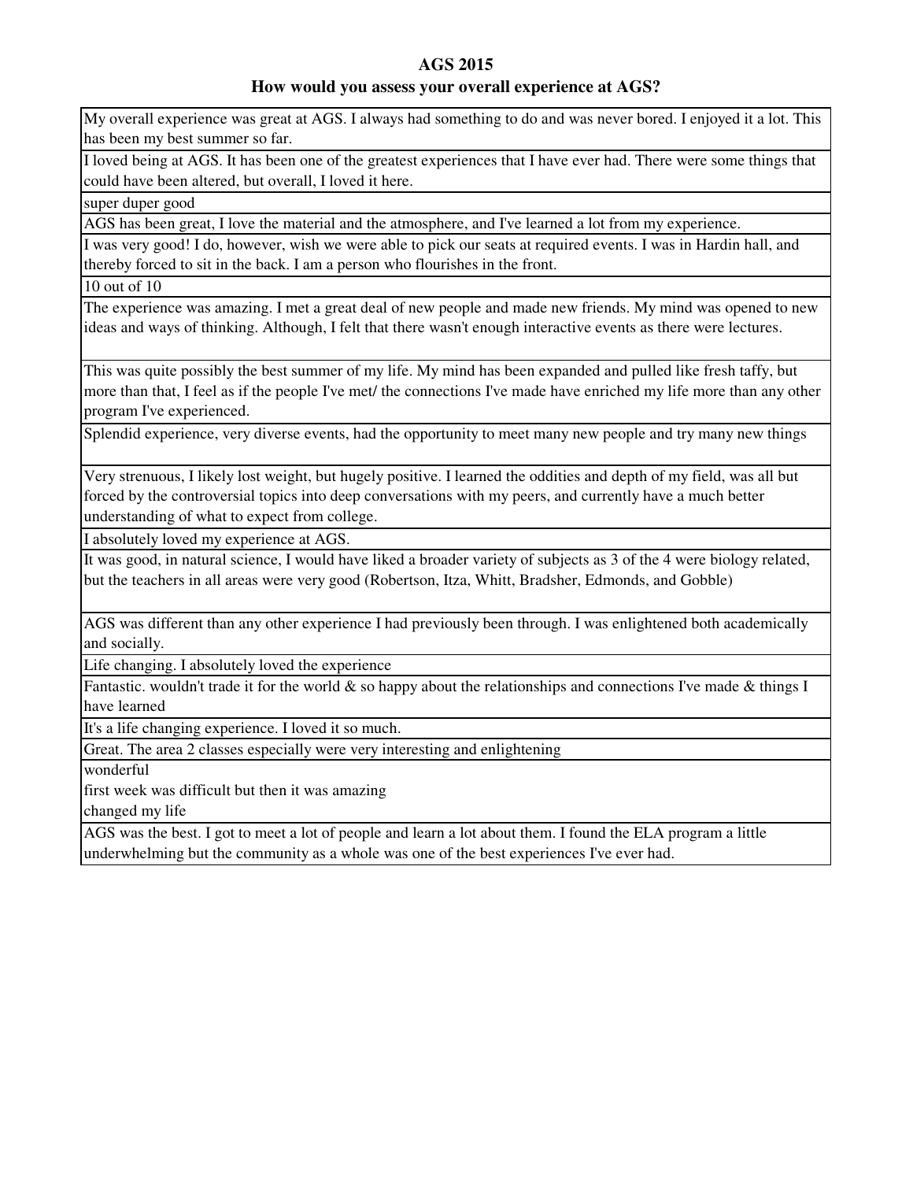**AGS 2015**

**How would you assess your overall experience at AGS?**

| |
|---|
| My overall experience was great at AGS. I always had something to do and was never bored. I enjoyed it a lot. This has been my best summer so far. |
| I loved being at AGS. It has been one of the greatest experiences that I have ever had. There were some things that could have been altered, but overall, I loved it here. |
| super duper good |
| AGS has been great, I love the material and the atmosphere, and I've learned a lot from my experience. |
| I was very good! I do, however, wish we were able to pick our seats at required events. I was in Hardin hall, and thereby forced to sit in the back. I am a person who flourishes in the front. |
| 10 out of 10 |
| The experience was amazing. I met a great deal of new people and made new friends. My mind was opened to new ideas and ways of thinking. Although, I felt that there wasn't enough interactive events as there were lectures. |
| This was quite possibly the best summer of my life. My mind has been expanded and pulled like fresh taffy, but more than that, I feel as if the people I've met/ the connections I've made have enriched my life more than any other program I've experienced. |
| Splendid experience, very diverse events, had the opportunity to meet many new people and try many new things |
| Very strenuous, I likely lost weight, but hugely positive. I learned the oddities and depth of my field, was all but forced by the controversial topics into deep conversations with my peers, and currently have a much better understanding of what to expect from college. |
| I absolutely loved my experience at AGS. |
| It was good, in natural science, I would have liked a broader variety of subjects as 3 of the 4 were biology related, but the teachers in all areas were very good (Robertson, Itza, Whitt, Bradsher, Edmonds, and Gobble) |
| AGS was different than any other experience I had previously been through. I was enlightened both academically and socially. |
| Life changing. I absolutely loved the experience |
| Fantastic. wouldn't trade it for the world & so happy about the relationships and connections I've made & things I have learned |
| It's a life changing experience. I loved it so much. |
| Great. The area 2 classes especially were very interesting and enlightening |
| wonderful<br>first week was difficult but then it was amazing<br>changed my life |
| AGS was the best. I got to meet a lot of people and learn a lot about them. I found the ELA program a little underwhelming but the community as a whole was one of the best experiences I've ever had. |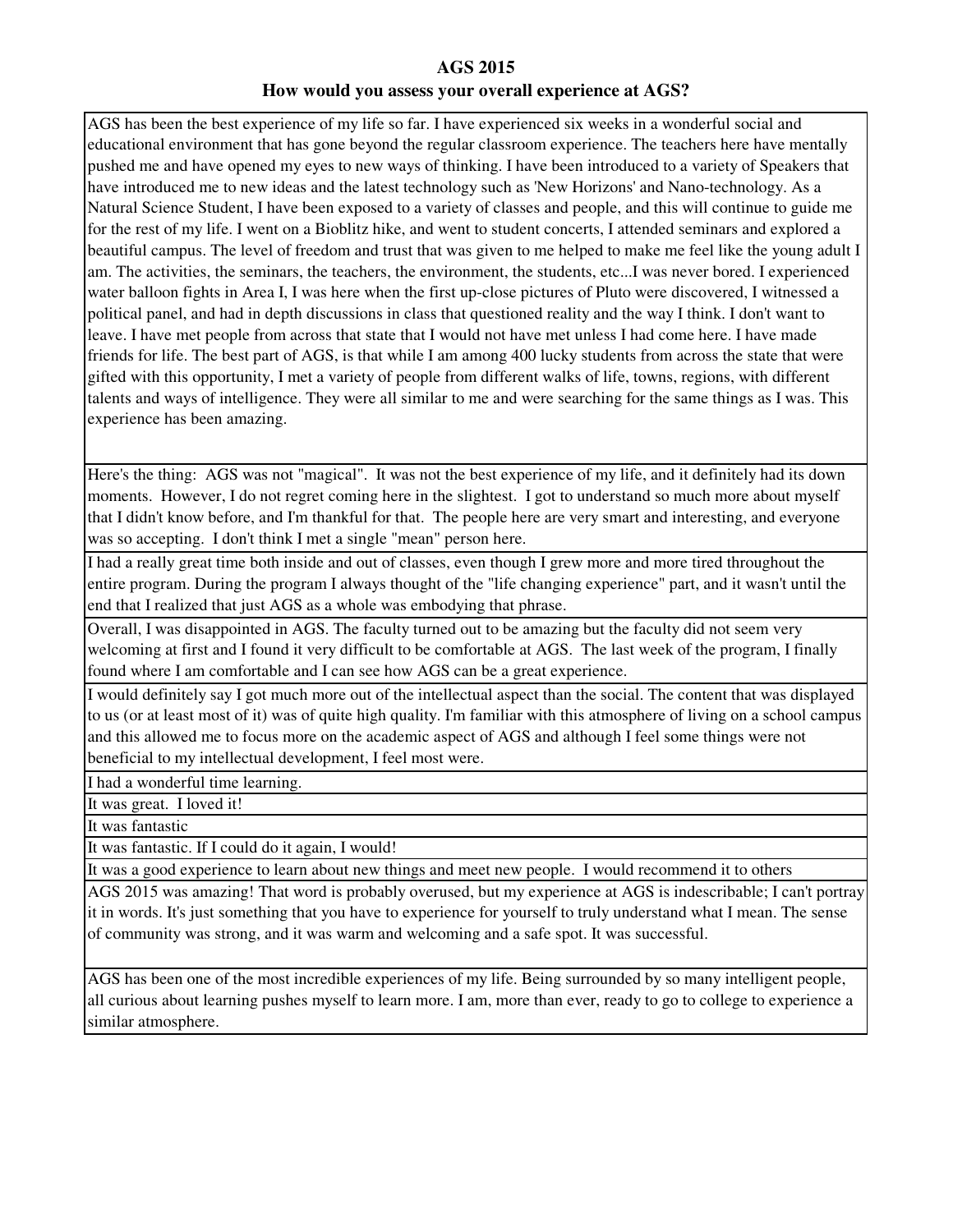# AGS 2015

## How would you assess your overall experience at AGS?

| |
|---|
| AGS has been the best experience of my life so far. I have experienced six weeks in a wonderful social and educational environment that has gone beyond the regular classroom experience. The teachers here have mentally pushed me and have opened my eyes to new ways of thinking. I have been introduced to a variety of Speakers that have introduced me to new ideas and the latest technology such as 'New Horizons' and Nano-technology. As a Natural Science Student, I have been exposed to a variety of classes and people, and this will continue to guide me for the rest of my life. I went on a Bioblitz hike, and went to student concerts, I attended seminars and explored a beautiful campus. The level of freedom and trust that was given to me helped to make me feel like the young adult I am. The activities, the seminars, the teachers, the environment, the students, etc...I was never bored. I experienced water balloon fights in Area I, I was here when the first up-close pictures of Pluto were discovered, I witnessed a political panel, and had in depth discussions in class that questioned reality and the way I think. I don't want to leave. I have met people from across that state that I would not have met unless I had come here. I have made friends for life. The best part of AGS, is that while I am among 400 lucky students from across the state that were gifted with this opportunity, I met a variety of people from different walks of life, towns, regions, with different talents and ways of intelligence. They were all similar to me and were searching for the same things as I was. This experience has been amazing. |
| Here's the thing: AGS was not "magical". It was not the best experience of my life, and it definitely had its down moments. However, I do not regret coming here in the slightest. I got to understand so much more about myself that I didn't know before, and I'm thankful for that. The people here are very smart and interesting, and everyone was so accepting. I don't think I met a single "mean" person here. |
| I had a really great time both inside and out of classes, even though I grew more and more tired throughout the entire program. During the program I always thought of the "life changing experience" part, and it wasn't until the end that I realized that just AGS as a whole was embodying that phrase. |
| Overall, I was disappointed in AGS. The faculty turned out to be amazing but the faculty did not seem very welcoming at first and I found it very difficult to be comfortable at AGS. The last week of the program, I finally found where I am comfortable and I can see how AGS can be a great experience. |
| I would definitely say I got much more out of the intellectual aspect than the social. The content that was displayed to us (or at least most of it) was of quite high quality. I'm familiar with this atmosphere of living on a school campus and this allowed me to focus more on the academic aspect of AGS and although I feel some things were not beneficial to my intellectual development, I feel most were. |
| I had a wonderful time learning. |
| It was great. I loved it! |
| It was fantastic |
| It was fantastic. If I could do it again, I would! |
| It was a good experience to learn about new things and meet new people. I would recommend it to others |
| AGS 2015 was amazing! That word is probably overused, but my experience at AGS is indescribable; I can't portray it in words. It's just something that you have to experience for yourself to truly understand what I mean. The sense of community was strong, and it was warm and welcoming and a safe spot. It was successful. |
| AGS has been one of the most incredible experiences of my life. Being surrounded by so many intelligent people, all curious about learning pushes myself to learn more. I am, more than ever, ready to go to college to experience a similar atmosphere. |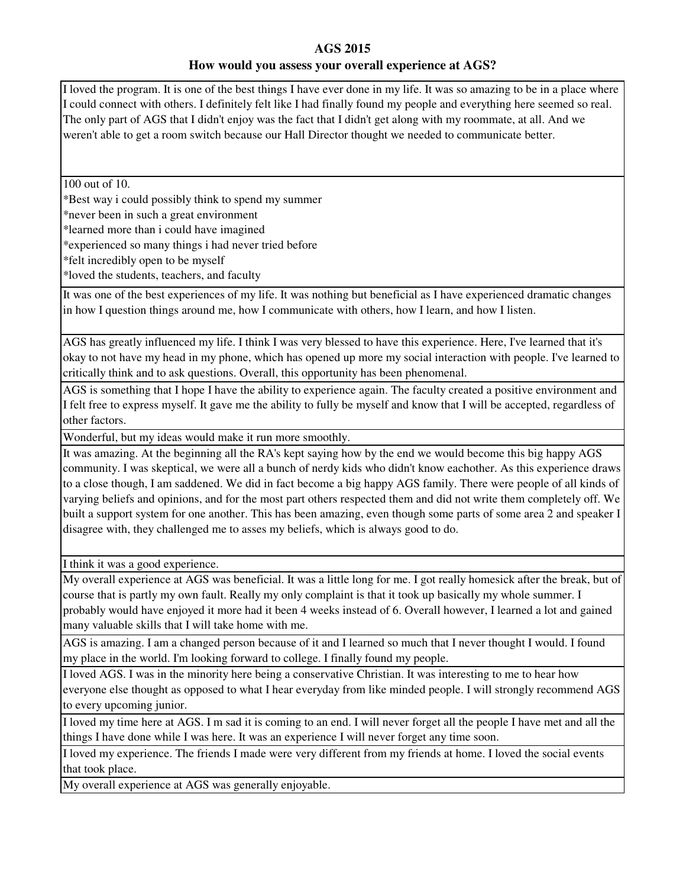**AGS 2015**

**How would you assess your overall experience at AGS?**

| |
|---|
| I loved the program. It is one of the best things I have ever done in my life. It was so amazing to be in a place where I could connect with others. I definitely felt like I had finally found my people and everything here seemed so real. The only part of AGS that I didn't enjoy was the fact that I didn't get along with my roommate, at all. And we weren't able to get a room switch because our Hall Director thought we needed to communicate better. |
| 100 out of 10.<br>*Best way i could possibly think to spend my summer<br>*never been in such a great environment<br>*learned more than i could have imagined<br>*experienced so many things i had never tried before<br>*felt incredibly open to be myself<br>*loved the students, teachers, and faculty |
| It was one of the best experiences of my life. It was nothing but beneficial as I have experienced dramatic changes in how I question things around me, how I communicate with others, how I learn, and how I listen. |
| AGS has greatly influenced my life. I think I was very blessed to have this experience. Here, I've learned that it's okay to not have my head in my phone, which has opened up more my social interaction with people. I've learned to critically think and to ask questions. Overall, this opportunity has been phenomenal. |
| AGS is something that I hope I have the ability to experience again. The faculty created a positive environment and I felt free to express myself. It gave me the ability to fully be myself and know that I will be accepted, regardless of other factors. |
| Wonderful, but my ideas would make it run more smoothly. |
| It was amazing. At the beginning all the RA's kept saying how by the end we would become this big happy AGS community. I was skeptical, we were all a bunch of nerdy kids who didn't know eachother. As this experience draws to a close though, I am saddened. We did in fact become a big happy AGS family. There were people of all kinds of varying beliefs and opinions, and for the most part others respected them and did not write them completely off. We built a support system for one another. This has been amazing, even though some parts of some area 2 and speaker I disagree with, they challenged me to asses my beliefs, which is always good to do. |
| I think it was a good experience. |
| My overall experience at AGS was beneficial. It was a little long for me. I got really homesick after the break, but of course that is partly my own fault. Really my only complaint is that it took up basically my whole summer. I probably would have enjoyed it more had it been 4 weeks instead of 6. Overall however, I learned a lot and gained many valuable skills that I will take home with me. |
| AGS is amazing. I am a changed person because of it and I learned so much that I never thought I would. I found my place in the world. I'm looking forward to college. I finally found my people. |
| I loved AGS. I was in the minority here being a conservative Christian. It was interesting to me to hear how everyone else thought as opposed to what I hear everyday from like minded people. I will strongly recommend AGS to every upcoming junior. |
| I loved my time here at AGS. I m sad it is coming to an end. I will never forget all the people I have met and all the things I have done while I was here. It was an experience I will never forget any time soon. |
| I loved my experience. The friends I made were very different from my friends at home. I loved the social events that took place. |
| My overall experience at AGS was generally enjoyable. |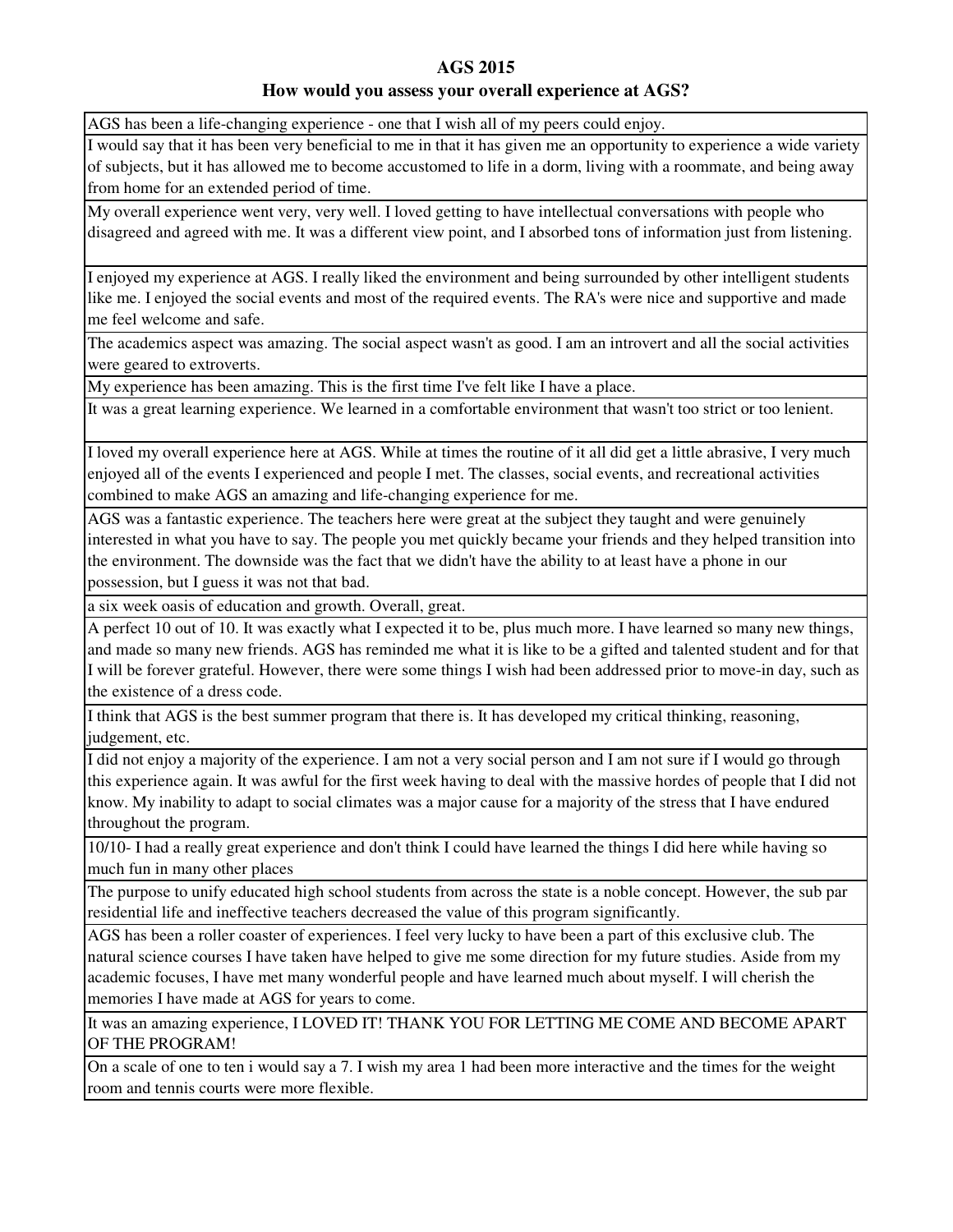**AGS 2015**

**How would you assess your overall experience at AGS?**

| |
|---|
| AGS has been a life-changing experience - one that I wish all of my peers could enjoy. |
| I would say that it has been very beneficial to me in that it has given me an opportunity to experience a wide variety of subjects, but it has allowed me to become accustomed to life in a dorm, living with a roommate, and being away from home for an extended period of time. |
| My overall experience went very, very well. I loved getting to have intellectual conversations with people who disagreed and agreed with me. It was a different view point, and I absorbed tons of information just from listening. |
| I enjoyed my experience at AGS. I really liked the environment and being surrounded by other intelligent students like me. I enjoyed the social events and most of the required events. The RA's were nice and supportive and made me feel welcome and safe. |
| The academics aspect was amazing. The social aspect wasn't as good. I am an introvert and all the social activities were geared to extroverts. |
| My experience has been amazing. This is the first time I've felt like I have a place. |
| It was a great learning experience. We learned in a comfortable environment that wasn't too strict or too lenient. |
| I loved my overall experience here at AGS. While at times the routine of it all did get a little abrasive, I very much enjoyed all of the events I experienced and people I met. The classes, social events, and recreational activities combined to make AGS an amazing and life-changing experience for me. |
| AGS was a fantastic experience. The teachers here were great at the subject they taught and were genuinely interested in what you have to say. The people you met quickly became your friends and they helped transition into the environment. The downside was the fact that we didn't have the ability to at least have a phone in our possession, but I guess it was not that bad. |
| a six week oasis of education and growth. Overall, great. |
| A perfect 10 out of 10. It was exactly what I expected it to be, plus much more. I have learned so many new things, and made so many new friends. AGS has reminded me what it is like to be a gifted and talented student and for that I will be forever grateful. However, there were some things I wish had been addressed prior to move-in day, such as the existence of a dress code. |
| I think that AGS is the best summer program that there is. It has developed my critical thinking, reasoning, judgement, etc. |
| I did not enjoy a majority of the experience. I am not a very social person and I am not sure if I would go through this experience again. It was awful for the first week having to deal with the massive hordes of people that I did not know. My inability to adapt to social climates was a major cause for a majority of the stress that I have endured throughout the program. |
| 10/10- I had a really great experience and don't think I could have learned the things I did here while having so much fun in many other places |
| The purpose to unify educated high school students from across the state is a noble concept. However, the sub par residential life and ineffective teachers decreased the value of this program significantly. |
| AGS has been a roller coaster of experiences. I feel very lucky to have been a part of this exclusive club. The natural science courses I have taken have helped to give me some direction for my future studies. Aside from my academic focuses, I have met many wonderful people and have learned much about myself. I will cherish the memories I have made at AGS for years to come. |
| It was an amazing experience, I LOVED IT! THANK YOU FOR LETTING ME COME AND BECOME APART OF THE PROGRAM! |
| On a scale of one to ten i would say a 7. I wish my area 1 had been more interactive and the times for the weight room and tennis courts were more flexible. |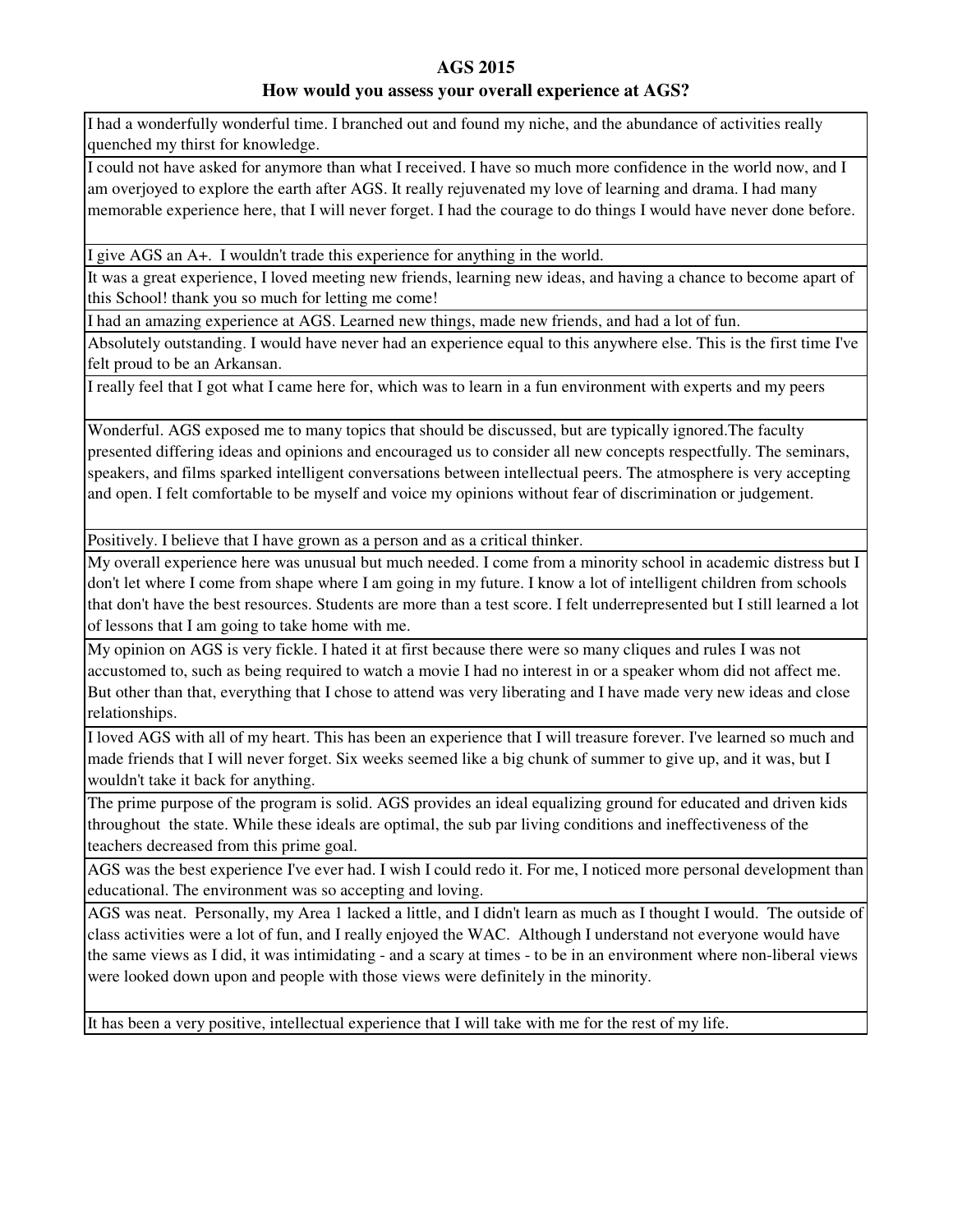**AGS 2015**

**How would you assess your overall experience at AGS?**

| |
|---|
| I had a wonderfully wonderful time. I branched out and found my niche, and the abundance of activities really quenched my thirst for knowledge. |
| I could not have asked for anymore than what I received. I have so much more confidence in the world now, and I am overjoyed to explore the earth after AGS. It really rejuvenated my love of learning and drama. I had many memorable experience here, that I will never forget. I had the courage to do things I would have never done before. |
| I give AGS an A+. I wouldn't trade this experience for anything in the world. |
| It was a great experience, I loved meeting new friends, learning new ideas, and having a chance to become apart of this School! thank you so much for letting me come! |
| I had an amazing experience at AGS. Learned new things, made new friends, and had a lot of fun. |
| Absolutely outstanding. I would have never had an experience equal to this anywhere else. This is the first time I've felt proud to be an Arkansan. |
| I really feel that I got what I came here for, which was to learn in a fun environment with experts and my peers |
| Wonderful. AGS exposed me to many topics that should be discussed, but are typically ignored.The faculty presented differing ideas and opinions and encouraged us to consider all new concepts respectfully. The seminars, speakers, and films sparked intelligent conversations between intellectual peers. The atmosphere is very accepting and open. I felt comfortable to be myself and voice my opinions without fear of discrimination or judgement. |
| Positively. I believe that I have grown as a person and as a critical thinker. |
| My overall experience here was unusual but much needed. I come from a minority school in academic distress but I don't let where I come from shape where I am going in my future. I know a lot of intelligent children from schools that don't have the best resources. Students are more than a test score. I felt underrepresented but I still learned a lot of lessons that I am going to take home with me. |
| My opinion on AGS is very fickle. I hated it at first because there were so many cliques and rules I was not accustomed to, such as being required to watch a movie I had no interest in or a speaker whom did not affect me. But other than that, everything that I chose to attend was very liberating and I have made very new ideas and close relationships. |
| I loved AGS with all of my heart. This has been an experience that I will treasure forever. I've learned so much and made friends that I will never forget. Six weeks seemed like a big chunk of summer to give up, and it was, but I wouldn't take it back for anything. |
| The prime purpose of the program is solid. AGS provides an ideal equalizing ground for educated and driven kids throughout the state. While these ideals are optimal, the sub par living conditions and ineffectiveness of the teachers decreased from this prime goal. |
| AGS was the best experience I've ever had. I wish I could redo it. For me, I noticed more personal development than educational. The environment was so accepting and loving. |
| AGS was neat. Personally, my Area 1 lacked a little, and I didn't learn as much as I thought I would. The outside of class activities were a lot of fun, and I really enjoyed the WAC. Although I understand not everyone would have the same views as I did, it was intimidating - and a scary at times - to be in an environment where non-liberal views were looked down upon and people with those views were definitely in the minority. |
| It has been a very positive, intellectual experience that I will take with me for the rest of my life. |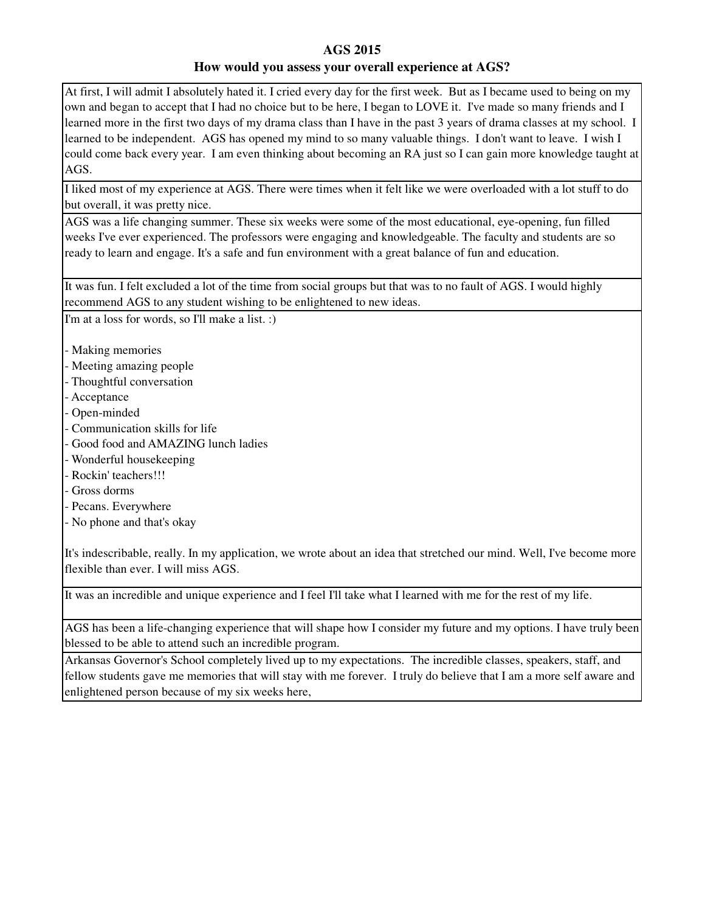**AGS 2015**

**How would you assess your overall experience at AGS?**

| |
|---|
| At first, I will admit I absolutely hated it. I cried every day for the first week. But as I became used to being on my own and began to accept that I had no choice but to be here, I began to LOVE it. I've made so many friends and I learned more in the first two days of my drama class than I have in the past 3 years of drama classes at my school. I learned to be independent. AGS has opened my mind to so many valuable things. I don't want to leave. I wish I could come back every year. I am even thinking about becoming an RA just so I can gain more knowledge taught at AGS. |
| I liked most of my experience at AGS. There were times when it felt like we were overloaded with a lot stuff to do but overall, it was pretty nice. |
| AGS was a life changing summer. These six weeks were some of the most educational, eye-opening, fun filled weeks I've ever experienced. The professors were engaging and knowledgeable. The faculty and students are so ready to learn and engage. It's a safe and fun environment with a great balance of fun and education. |
| It was fun. I felt excluded a lot of the time from social groups but that was to no fault of AGS. I would highly recommend AGS to any student wishing to be enlightened to new ideas. |
| I'm at a loss for words, so I'll make a list. :)<br><br>- Making memories<br>- Meeting amazing people<br>- Thoughtful conversation<br>- Acceptance<br>- Open-minded<br>- Communication skills for life<br>- Good food and AMAZING lunch ladies<br>- Wonderful housekeeping<br>- Rockin' teachers!!!<br>- Gross dorms<br>- Pecans. Everywhere<br>- No phone and that's okay<br><br>It's indescribable, really. In my application, we wrote about an idea that stretched our mind. Well, I've become more flexible than ever. I will miss AGS. |
| It was an incredible and unique experience and I feel I'll take what I learned with me for the rest of my life. |
| AGS has been a life-changing experience that will shape how I consider my future and my options. I have truly been blessed to be able to attend such an incredible program. |
| Arkansas Governor's School completely lived up to my expectations. The incredible classes, speakers, staff, and fellow students gave me memories that will stay with me forever. I truly do believe that I am a more self aware and enlightened person because of my six weeks here, |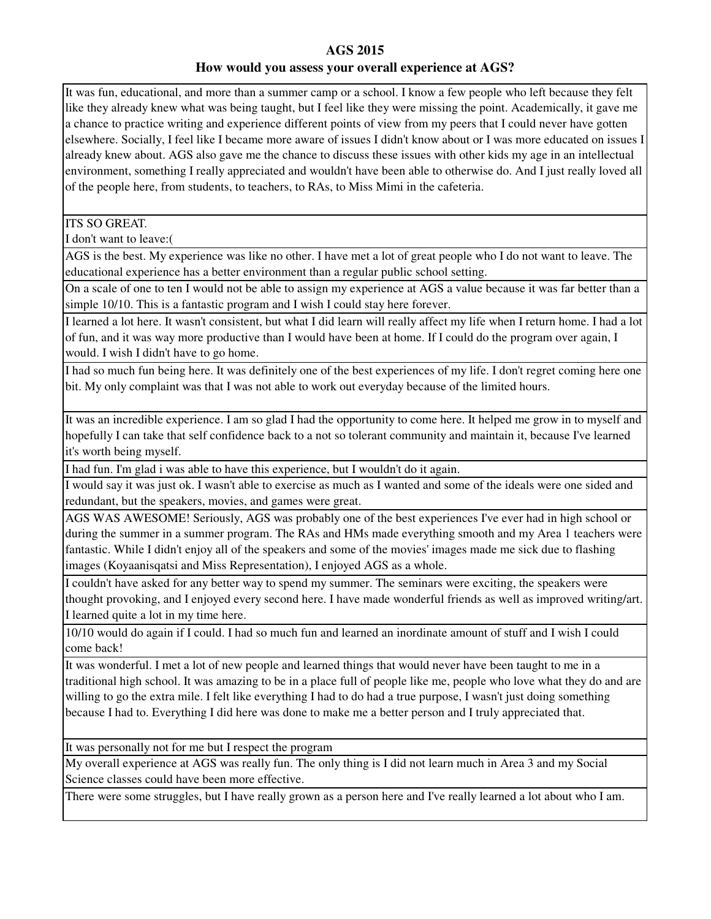# AGS 2015

## How would you assess your overall experience at AGS?

| |
|---|
| It was fun, educational, and more than a summer camp or a school. I know a few people who left because they felt like they already knew what was being taught, but I feel like they were missing the point. Academically, it gave me a chance to practice writing and experience different points of view from my peers that I could never have gotten elsewhere. Socially, I feel like I became more aware of issues I didn't know about or I was more educated on issues I already knew about. AGS also gave me the chance to discuss these issues with other kids my age in an intellectual environment, something I really appreciated and wouldn't have been able to otherwise do. And I just really loved all of the people here, from students, to teachers, to RAs, to Miss Mimi in the cafeteria. |
| ITS SO GREAT.<br>I don't want to leave:( |
| AGS is the best. My experience was like no other. I have met a lot of great people who I do not want to leave. The educational experience has a better environment than a regular public school setting. |
| On a scale of one to ten I would not be able to assign my experience at AGS a value because it was far better than a simple 10/10. This is a fantastic program and I wish I could stay here forever. |
| I learned a lot here. It wasn't consistent, but what I did learn will really affect my life when I return home. I had a lot of fun, and it was way more productive than I would have been at home. If I could do the program over again, I would. I wish I didn't have to go home. |
| I had so much fun being here. It was definitely one of the best experiences of my life. I don't regret coming here one bit. My only complaint was that I was not able to work out everyday because of the limited hours. |
| It was an incredible experience. I am so glad I had the opportunity to come here. It helped me grow in to myself and hopefully I can take that self confidence back to a not so tolerant community and maintain it, because I've learned it's worth being myself. |
| I had fun. I'm glad i was able to have this experience, but I wouldn't do it again. |
| I would say it was just ok. I wasn't able to exercise as much as I wanted and some of the ideals were one sided and redundant, but the speakers, movies, and games were great. |
| AGS WAS AWESOME! Seriously, AGS was probably one of the best experiences I've ever had in high school or during the summer in a summer program. The RAs and HMs made everything smooth and my Area 1 teachers were fantastic. While I didn't enjoy all of the speakers and some of the movies' images made me sick due to flashing images (Koyaanisqatsi and Miss Representation), I enjoyed AGS as a whole. |
| I couldn't have asked for any better way to spend my summer. The seminars were exciting, the speakers were thought provoking, and I enjoyed every second here. I have made wonderful friends as well as improved writing/art. I learned quite a lot in my time here. |
| 10/10 would do again if I could. I had so much fun and learned an inordinate amount of stuff and I wish I could come back! |
| It was wonderful. I met a lot of new people and learned things that would never have been taught to me in a traditional high school. It was amazing to be in a place full of people like me, people who love what they do and are willing to go the extra mile. I felt like everything I had to do had a true purpose, I wasn't just doing something because I had to. Everything I did here was done to make me a better person and I truly appreciated that. |
| It was personally not for me but I respect the program |
| My overall experience at AGS was really fun. The only thing is I did not learn much in Area 3 and my Social Science classes could have been more effective. |
| There were some struggles, but I have really grown as a person here and I've really learned a lot about who I am. |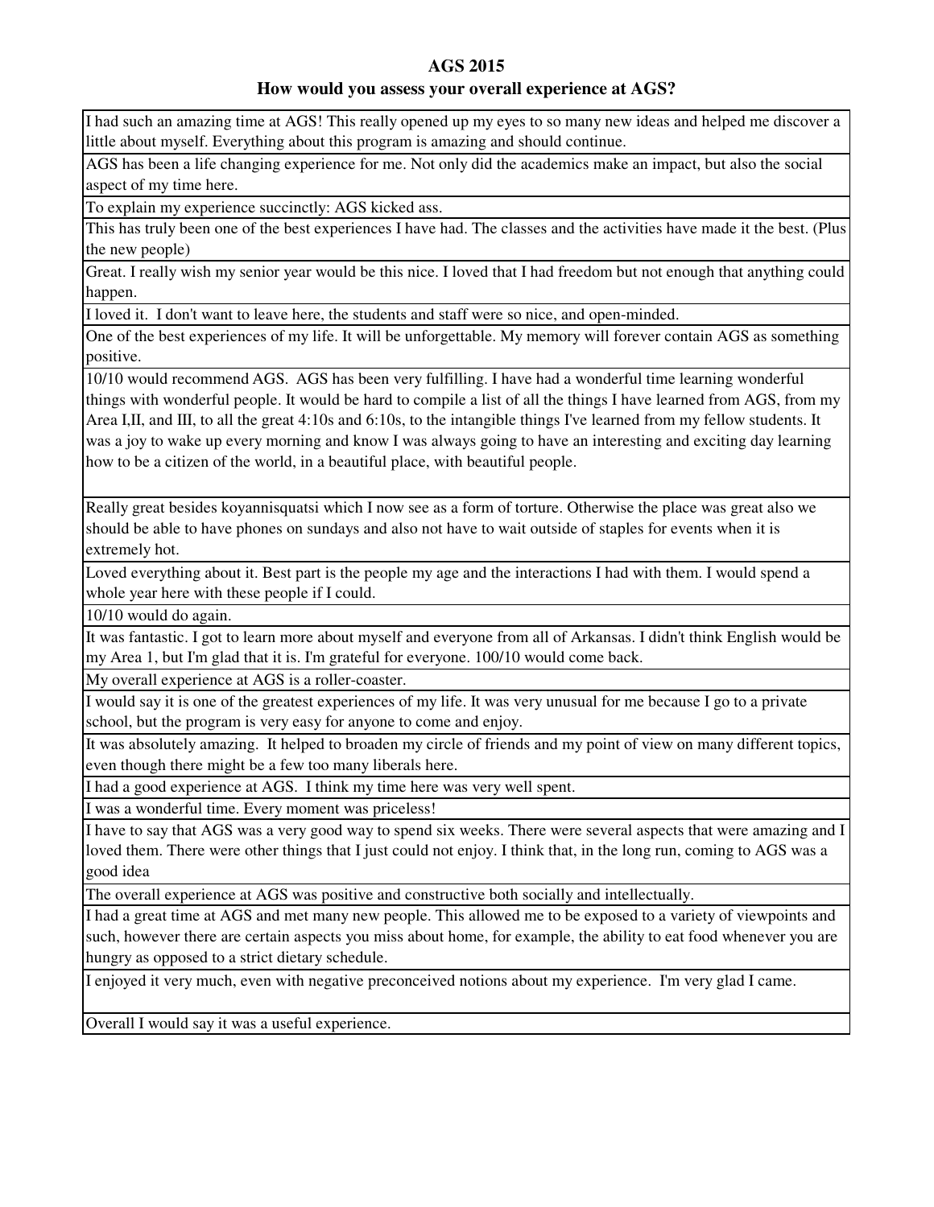**AGS 2015**

**How would you assess your overall experience at AGS?**

| |
|---|
| I had such an amazing time at AGS! This really opened up my eyes to so many new ideas and helped me discover a little about myself. Everything about this program is amazing and should continue. |
| AGS has been a life changing experience for me. Not only did the academics make an impact, but also the social aspect of my time here. |
| To explain my experience succinctly: AGS kicked ass. |
| This has truly been one of the best experiences I have had. The classes and the activities have made it the best. (Plus the new people) |
| Great. I really wish my senior year would be this nice. I loved that I had freedom but not enough that anything could happen. |
| I loved it. I don't want to leave here, the students and staff were so nice, and open-minded. |
| One of the best experiences of my life. It will be unforgettable. My memory will forever contain AGS as something positive. |
| 10/10 would recommend AGS. AGS has been very fulfilling. I have had a wonderful time learning wonderful things with wonderful people. It would be hard to compile a list of all the things I have learned from AGS, from my Area I,II, and III, to all the great 4:10s and 6:10s, to the intangible things I've learned from my fellow students. It was a joy to wake up every morning and know I was always going to have an interesting and exciting day learning how to be a citizen of the world, in a beautiful place, with beautiful people. |
| Really great besides koyannisquatsi which I now see as a form of torture. Otherwise the place was great also we should be able to have phones on sundays and also not have to wait outside of staples for events when it is extremely hot. |
| Loved everything about it. Best part is the people my age and the interactions I had with them. I would spend a whole year here with these people if I could. |
| 10/10 would do again. |
| It was fantastic. I got to learn more about myself and everyone from all of Arkansas. I didn't think English would be my Area 1, but I'm glad that it is. I'm grateful for everyone. 100/10 would come back. |
| My overall experience at AGS is a roller-coaster. |
| I would say it is one of the greatest experiences of my life. It was very unusual for me because I go to a private school, but the program is very easy for anyone to come and enjoy. |
| It was absolutely amazing. It helped to broaden my circle of friends and my point of view on many different topics, even though there might be a few too many liberals here. |
| I had a good experience at AGS. I think my time here was very well spent. |
| I was a wonderful time. Every moment was priceless! |
| I have to say that AGS was a very good way to spend six weeks. There were several aspects that were amazing and I loved them. There were other things that I just could not enjoy. I think that, in the long run, coming to AGS was a good idea |
| The overall experience at AGS was positive and constructive both socially and intellectually. |
| I had a great time at AGS and met many new people. This allowed me to be exposed to a variety of viewpoints and such, however there are certain aspects you miss about home, for example, the ability to eat food whenever you are hungry as opposed to a strict dietary schedule. |
| I enjoyed it very much, even with negative preconceived notions about my experience. I'm very glad I came. |
| Overall I would say it was a useful experience. |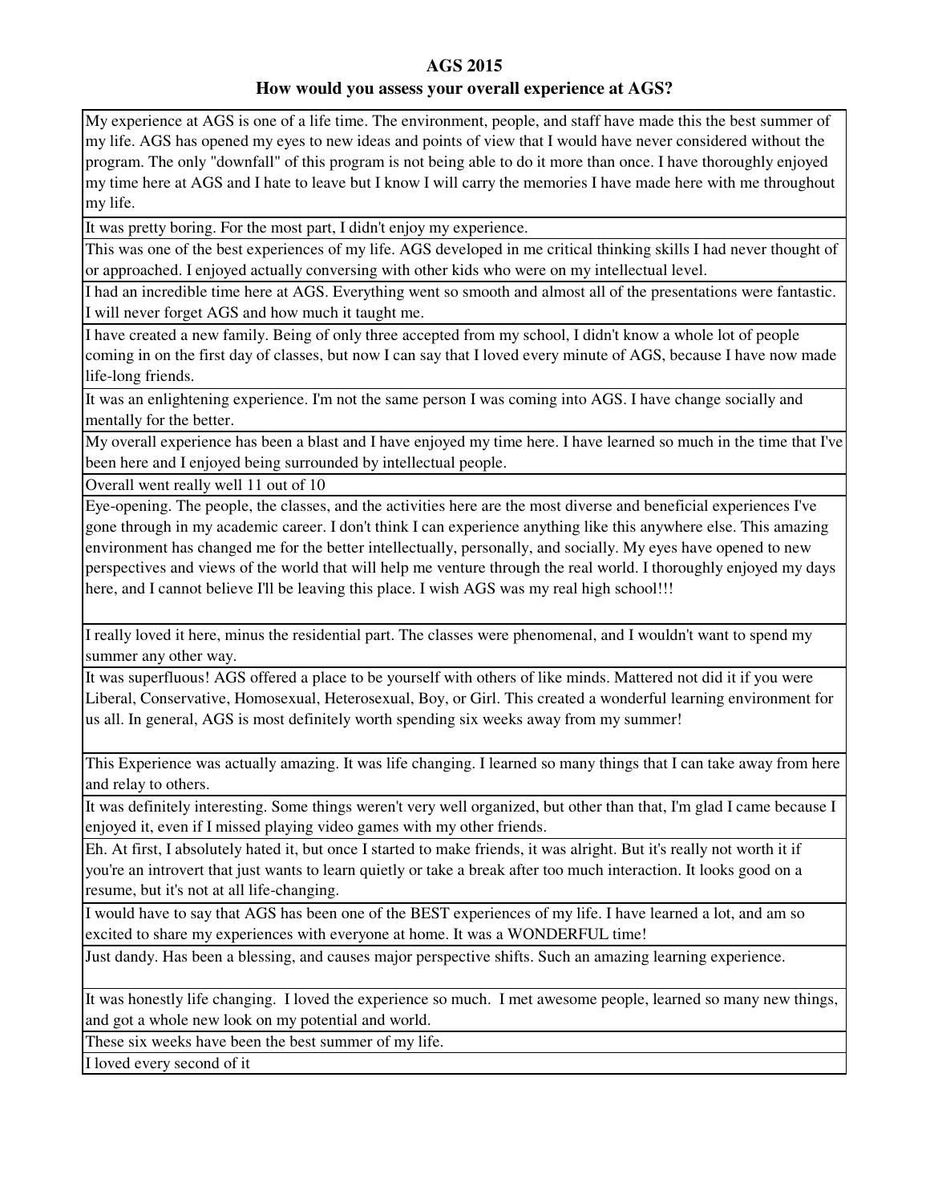**AGS 2015**

**How would you assess your overall experience at AGS?**

| |
|---|
| My experience at AGS is one of a life time. The environment, people, and staff have made this the best summer of my life. AGS has opened my eyes to new ideas and points of view that I would have never considered without the program. The only "downfall" of this program is not being able to do it more than once. I have thoroughly enjoyed my time here at AGS and I hate to leave but I know I will carry the memories I have made here with me throughout my life. |
| It was pretty boring. For the most part, I didn't enjoy my experience. |
| This was one of the best experiences of my life. AGS developed in me critical thinking skills I had never thought of or approached. I enjoyed actually conversing with other kids who were on my intellectual level. |
| I had an incredible time here at AGS. Everything went so smooth and almost all of the presentations were fantastic. I will never forget AGS and how much it taught me. |
| I have created a new family. Being of only three accepted from my school, I didn't know a whole lot of people coming in on the first day of classes, but now I can say that I loved every minute of AGS, because I have now made life-long friends. |
| It was an enlightening experience. I'm not the same person I was coming into AGS. I have change socially and mentally for the better. |
| My overall experience has been a blast and I have enjoyed my time here. I have learned so much in the time that I've been here and I enjoyed being surrounded by intellectual people. |
| Overall went really well 11 out of 10 |
| Eye-opening. The people, the classes, and the activities here are the most diverse and beneficial experiences I've gone through in my academic career. I don't think I can experience anything like this anywhere else. This amazing environment has changed me for the better intellectually, personally, and socially. My eyes have opened to new perspectives and views of the world that will help me venture through the real world. I thoroughly enjoyed my days here, and I cannot believe I'll be leaving this place. I wish AGS was my real high school!!! |
| I really loved it here, minus the residential part. The classes were phenomenal, and I wouldn't want to spend my summer any other way. |
| It was superfluous! AGS offered a place to be yourself with others of like minds. Mattered not did it if you were Liberal, Conservative, Homosexual, Heterosexual, Boy, or Girl. This created a wonderful learning environment for us all. In general, AGS is most definitely worth spending six weeks away from my summer! |
| This Experience was actually amazing. It was life changing. I learned so many things that I can take away from here and relay to others. |
| It was definitely interesting. Some things weren't very well organized, but other than that, I'm glad I came because I enjoyed it, even if I missed playing video games with my other friends. |
| Eh. At first, I absolutely hated it, but once I started to make friends, it was alright. But it's really not worth it if you're an introvert that just wants to learn quietly or take a break after too much interaction. It looks good on a resume, but it's not at all life-changing. |
| I would have to say that AGS has been one of the BEST experiences of my life. I have learned a lot, and am so excited to share my experiences with everyone at home. It was a WONDERFUL time! |
| Just dandy. Has been a blessing, and causes major perspective shifts. Such an amazing learning experience. |
| It was honestly life changing. I loved the experience so much. I met awesome people, learned so many new things, and got a whole new look on my potential and world. |
| These six weeks have been the best summer of my life. |
| I loved every second of it |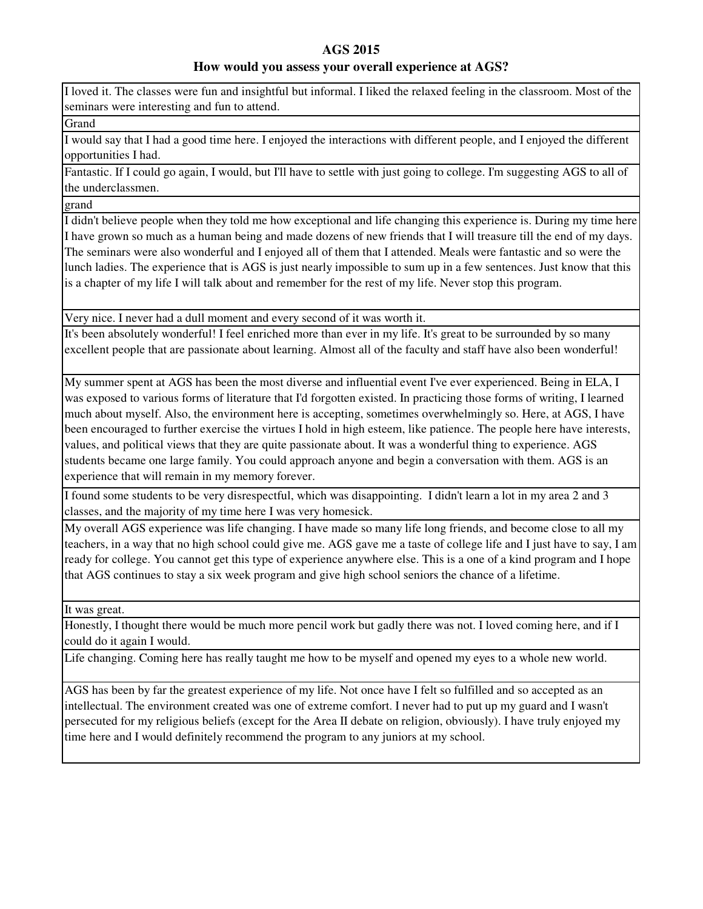# AGS 2015

## How would you assess your overall experience at AGS?

| |
|---|
| I loved it. The classes were fun and insightful but informal. I liked the relaxed feeling in the classroom. Most of the seminars were interesting and fun to attend. |
| Grand |
| I would say that I had a good time here. I enjoyed the interactions with different people, and I enjoyed the different opportunities I had. |
| Fantastic. If I could go again, I would, but I'll have to settle with just going to college. I'm suggesting AGS to all of the underclassmen. |
| grand |
| I didn't believe people when they told me how exceptional and life changing this experience is. During my time here I have grown so much as a human being and made dozens of new friends that I will treasure till the end of my days. The seminars were also wonderful and I enjoyed all of them that I attended. Meals were fantastic and so were the lunch ladies. The experience that is AGS is just nearly impossible to sum up in a few sentences. Just know that this is a chapter of my life I will talk about and remember for the rest of my life. Never stop this program. |
| Very nice. I never had a dull moment and every second of it was worth it. |
| It's been absolutely wonderful! I feel enriched more than ever in my life. It's great to be surrounded by so many excellent people that are passionate about learning. Almost all of the faculty and staff have also been wonderful! |
| My summer spent at AGS has been the most diverse and influential event I've ever experienced. Being in ELA, I was exposed to various forms of literature that I'd forgotten existed. In practicing those forms of writing, I learned much about myself. Also, the environment here is accepting, sometimes overwhelmingly so. Here, at AGS, I have been encouraged to further exercise the virtues I hold in high esteem, like patience. The people here have interests, values, and political views that they are quite passionate about. It was a wonderful thing to experience. AGS students became one large family. You could approach anyone and begin a conversation with them. AGS is an experience that will remain in my memory forever. |
| I found some students to be very disrespectful, which was disappointing. I didn't learn a lot in my area 2 and 3 classes, and the majority of my time here I was very homesick. |
| My overall AGS experience was life changing. I have made so many life long friends, and become close to all my teachers, in a way that no high school could give me. AGS gave me a taste of college life and I just have to say, I am ready for college. You cannot get this type of experience anywhere else. This is a one of a kind program and I hope that AGS continues to stay a six week program and give high school seniors the chance of a lifetime. |
| It was great. |
| Honestly, I thought there would be much more pencil work but gadly there was not. I loved coming here, and if I could do it again I would. |
| Life changing. Coming here has really taught me how to be myself and opened my eyes to a whole new world. |
| AGS has been by far the greatest experience of my life. Not once have I felt so fulfilled and so accepted as an intellectual. The environment created was one of extreme comfort. I never had to put up my guard and I wasn't persecuted for my religious beliefs (except for the Area II debate on religion, obviously). I have truly enjoyed my time here and I would definitely recommend the program to any juniors at my school. |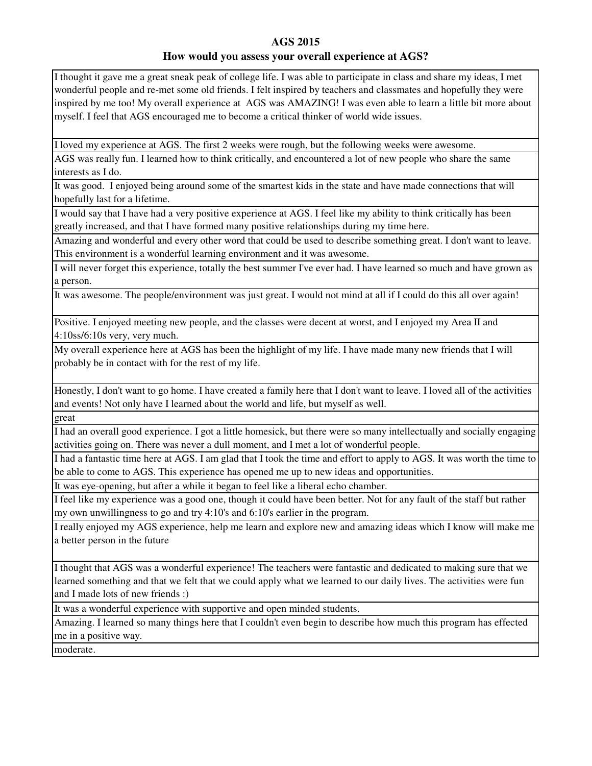# AGS 2015

## How would you assess your overall experience at AGS?

| |
|---|
| I thought it gave me a great sneak peak of college life. I was able to participate in class and share my ideas, I met wonderful people and re-met some old friends. I felt inspired by teachers and classmates and hopefully they were inspired by me too! My overall experience at AGS was AMAZING! I was even able to learn a little bit more about myself. I feel that AGS encouraged me to become a critical thinker of world wide issues. |
| I loved my experience at AGS. The first 2 weeks were rough, but the following weeks were awesome. |
| AGS was really fun. I learned how to think critically, and encountered a lot of new people who share the same interests as I do. |
| It was good. I enjoyed being around some of the smartest kids in the state and have made connections that will hopefully last for a lifetime. |
| I would say that I have had a very positive experience at AGS. I feel like my ability to think critically has been greatly increased, and that I have formed many positive relationships during my time here. |
| Amazing and wonderful and every other word that could be used to describe something great. I don't want to leave. This environment is a wonderful learning environment and it was awesome. |
| I will never forget this experience, totally the best summer I've ever had. I have learned so much and have grown as a person. |
| It was awesome. The people/environment was just great. I would not mind at all if I could do this all over again! |
| Positive. I enjoyed meeting new people, and the classes were decent at worst, and I enjoyed my Area II and 4:10ss/6:10s very, very much. |
| My overall experience here at AGS has been the highlight of my life. I have made many new friends that I will probably be in contact with for the rest of my life. |
| Honestly, I don't want to go home. I have created a family here that I don't want to leave. I loved all of the activities and events! Not only have I learned about the world and life, but myself as well. |
| great |
| I had an overall good experience. I got a little homesick, but there were so many intellectually and socially engaging activities going on. There was never a dull moment, and I met a lot of wonderful people. |
| I had a fantastic time here at AGS. I am glad that I took the time and effort to apply to AGS. It was worth the time to be able to come to AGS. This experience has opened me up to new ideas and opportunities. |
| It was eye-opening, but after a while it began to feel like a liberal echo chamber. |
| I feel like my experience was a good one, though it could have been better. Not for any fault of the staff but rather my own unwillingness to go and try 4:10's and 6:10's earlier in the program. |
| I really enjoyed my AGS experience, help me learn and explore new and amazing ideas which I know will make me a better person in the future |
| I thought that AGS was a wonderful experience! The teachers were fantastic and dedicated to making sure that we learned something and that we felt that we could apply what we learned to our daily lives. The activities were fun and I made lots of new friends :) |
| It was a wonderful experience with supportive and open minded students. |
| Amazing. I learned so many things here that I couldn't even begin to describe how much this program has effected me in a positive way. |
| moderate. |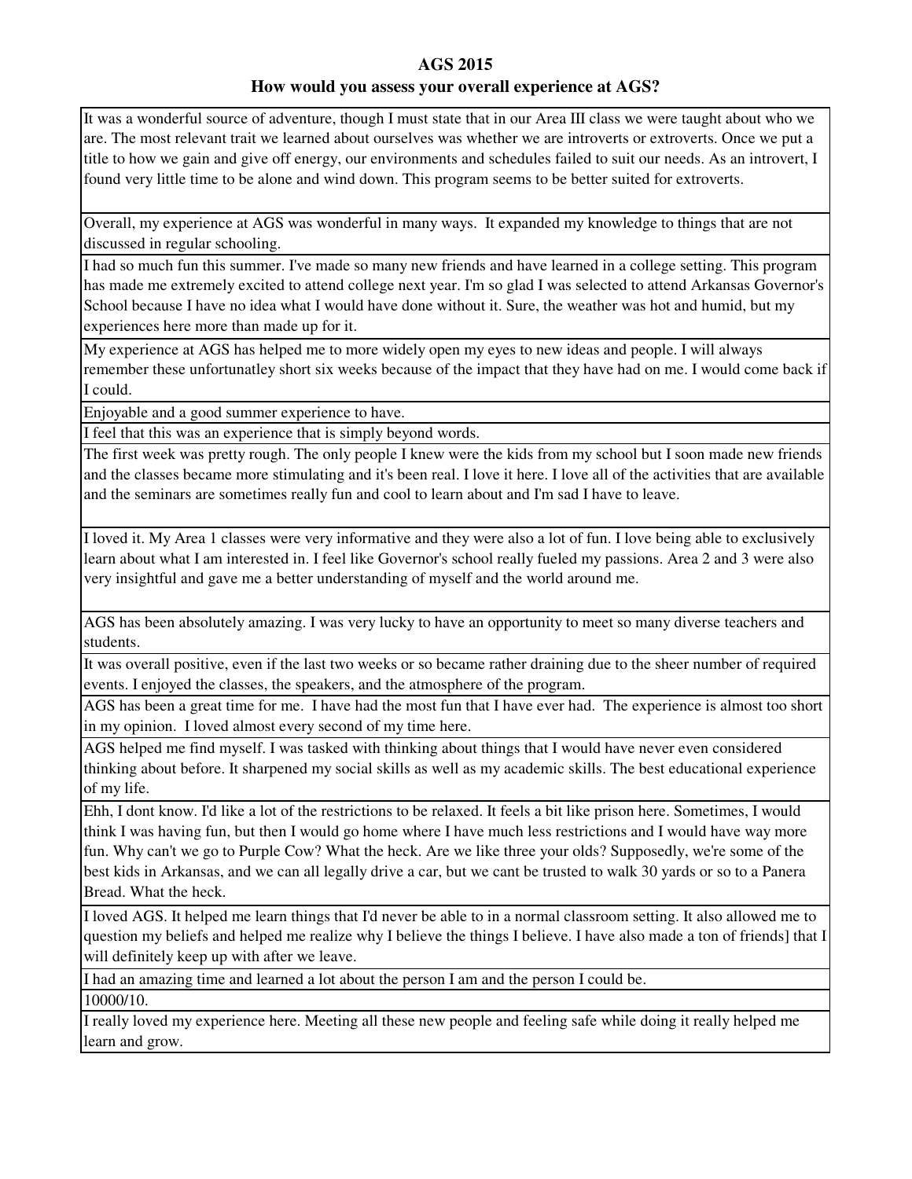**AGS 2015**

**How would you assess your overall experience at AGS?**

| |
|---|
| It was a wonderful source of adventure, though I must state that in our Area III class we were taught about who we are. The most relevant trait we learned about ourselves was whether we are introverts or extroverts. Once we put a title to how we gain and give off energy, our environments and schedules failed to suit our needs. As an introvert, I found very little time to be alone and wind down. This program seems to be better suited for extroverts. |
| Overall, my experience at AGS was wonderful in many ways. It expanded my knowledge to things that are not discussed in regular schooling. |
| I had so much fun this summer. I've made so many new friends and have learned in a college setting. This program has made me extremely excited to attend college next year. I'm so glad I was selected to attend Arkansas Governor's School because I have no idea what I would have done without it. Sure, the weather was hot and humid, but my experiences here more than made up for it. |
| My experience at AGS has helped me to more widely open my eyes to new ideas and people. I will always remember these unfortunatley short six weeks because of the impact that they have had on me. I would come back if I could. |
| Enjoyable and a good summer experience to have. |
| I feel that this was an experience that is simply beyond words. |
| The first week was pretty rough. The only people I knew were the kids from my school but I soon made new friends and the classes became more stimulating and it's been real. I love it here. I love all of the activities that are available and the seminars are sometimes really fun and cool to learn about and I'm sad I have to leave. |
| I loved it. My Area 1 classes were very informative and they were also a lot of fun. I love being able to exclusively learn about what I am interested in. I feel like Governor's school really fueled my passions. Area 2 and 3 were also very insightful and gave me a better understanding of myself and the world around me. |
| AGS has been absolutely amazing. I was very lucky to have an opportunity to meet so many diverse teachers and students. |
| It was overall positive, even if the last two weeks or so became rather draining due to the sheer number of required events. I enjoyed the classes, the speakers, and the atmosphere of the program. |
| AGS has been a great time for me. I have had the most fun that I have ever had. The experience is almost too short in my opinion. I loved almost every second of my time here. |
| AGS helped me find myself. I was tasked with thinking about things that I would have never even considered thinking about before. It sharpened my social skills as well as my academic skills. The best educational experience of my life. |
| Ehh, I dont know. I'd like a lot of the restrictions to be relaxed. It feels a bit like prison here. Sometimes, I would think I was having fun, but then I would go home where I have much less restrictions and I would have way more fun. Why can't we go to Purple Cow? What the heck. Are we like three your olds? Supposedly, we're some of the best kids in Arkansas, and we can all legally drive a car, but we cant be trusted to walk 30 yards or so to a Panera Bread. What the heck. |
| I loved AGS. It helped me learn things that I'd never be able to in a normal classroom setting. It also allowed me to question my beliefs and helped me realize why I believe the things I believe. I have also made a ton of friends] that I will definitely keep up with after we leave. |
| I had an amazing time and learned a lot about the person I am and the person I could be. |
| 10000/10. |
| I really loved my experience here. Meeting all these new people and feeling safe while doing it really helped me learn and grow. |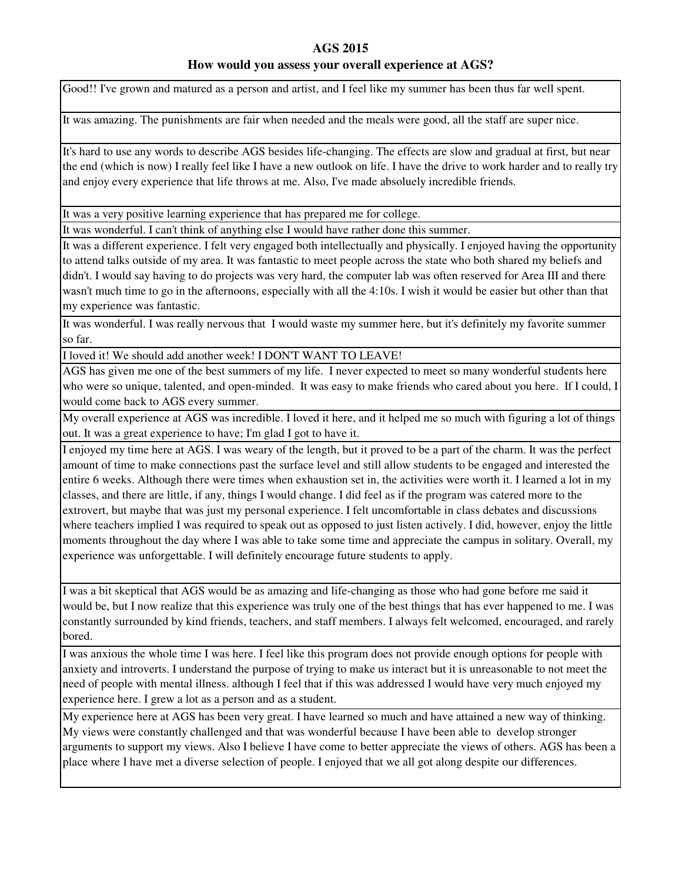# AGS 2015

## How would you assess your overall experience at AGS?

| |
|---|
| Good!! I've grown and matured as a person and artist, and I feel like my summer has been thus far well spent. |
| It was amazing. The punishments are fair when needed and the meals were good, all the staff are super nice. |
| It's hard to use any words to describe AGS besides life-changing. The effects are slow and gradual at first, but near the end (which is now) I really feel like I have a new outlook on life. I have the drive to work harder and to really try and enjoy every experience that life throws at me. Also, I've made absoluely incredible friends. |
| It was a very positive learning experience that has prepared me for college. |
| It was wonderful. I can't think of anything else I would have rather done this summer. |
| It was a different experience. I felt very engaged both intellectually and physically. I enjoyed having the opportunity to attend talks outside of my area. It was fantastic to meet people across the state who both shared my beliefs and didn't. I would say having to do projects was very hard, the computer lab was often reserved for Area III and there wasn't much time to go in the afternoons, especially with all the 4:10s. I wish it would be easier but other than that my experience was fantastic. |
| It was wonderful. I was really nervous that I would waste my summer here, but it's definitely my favorite summer so far. |
| I loved it! We should add another week! I DON'T WANT TO LEAVE! |
| AGS has given me one of the best summers of my life. I never expected to meet so many wonderful students here who were so unique, talented, and open-minded. It was easy to make friends who cared about you here. If I could, I would come back to AGS every summer. |
| My overall experience at AGS was incredible. I loved it here, and it helped me so much with figuring a lot of things out. It was a great experience to have; I'm glad I got to have it. |
| I enjoyed my time here at AGS. I was weary of the length, but it proved to be a part of the charm. It was the perfect amount of time to make connections past the surface level and still allow students to be engaged and interested the entire 6 weeks. Although there were times when exhaustion set in, the activities were worth it. I learned a lot in my classes, and there are little, if any, things I would change. I did feel as if the program was catered more to the extrovert, but maybe that was just my personal experience. I felt uncomfortable in class debates and discussions where teachers implied I was required to speak out as opposed to just listen actively. I did, however, enjoy the little moments throughout the day where I was able to take some time and appreciate the campus in solitary. Overall, my experience was unforgettable. I will definitely encourage future students to apply. |
| I was a bit skeptical that AGS would be as amazing and life-changing as those who had gone before me said it would be, but I now realize that this experience was truly one of the best things that has ever happened to me. I was constantly surrounded by kind friends, teachers, and staff members. I always felt welcomed, encouraged, and rarely bored. |
| I was anxious the whole time I was here. I feel like this program does not provide enough options for people with anxiety and introverts. I understand the purpose of trying to make us interact but it is unreasonable to not meet the need of people with mental illness. although I feel that if this was addressed I would have very much enjoyed my experience here. I grew a lot as a person and as a student. |
| My experience here at AGS has been very great. I have learned so much and have attained a new way of thinking. My views were constantly challenged and that was wonderful because I have been able to develop stronger arguments to support my views. Also I believe I have come to better appreciate the views of others. AGS has been a place where I have met a diverse selection of people. I enjoyed that we all got along despite our differences. |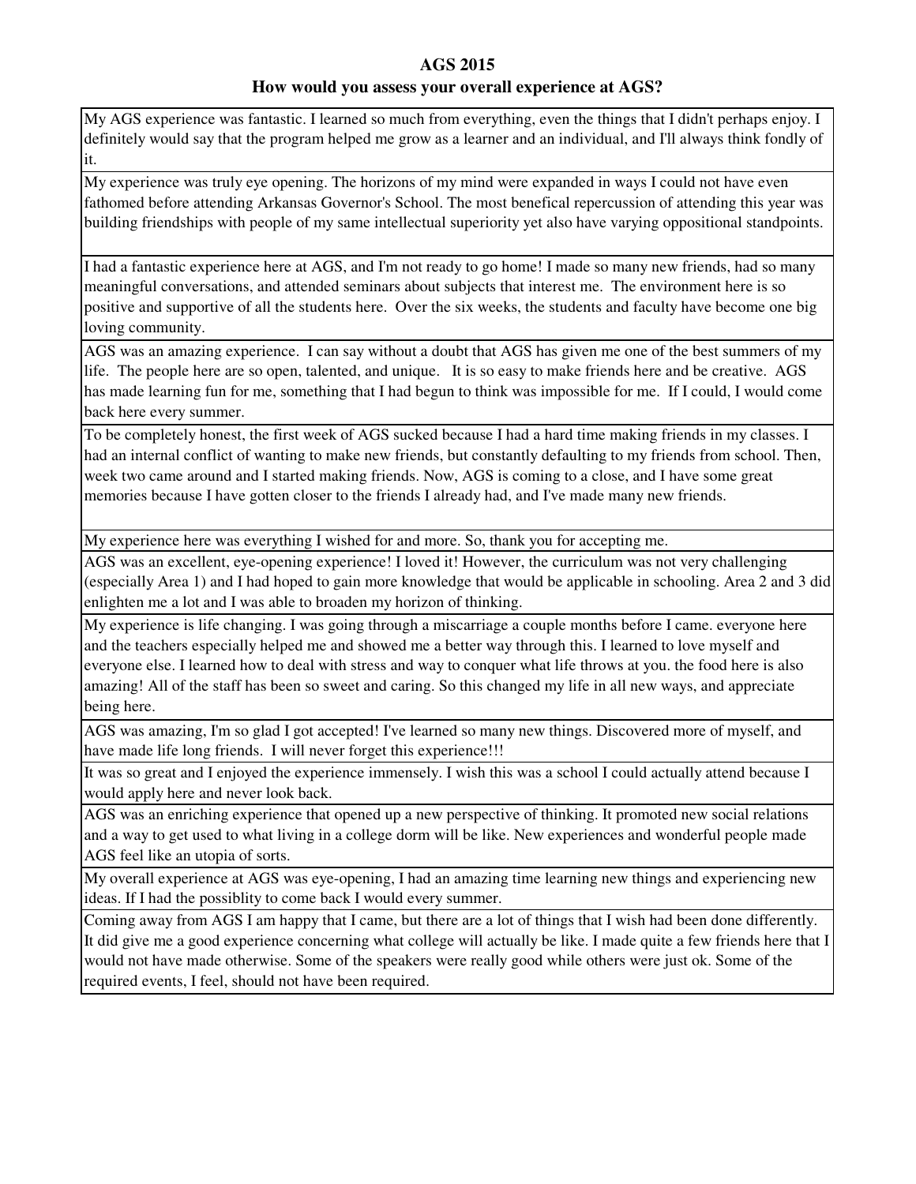## AGS 2015

### How would you assess your overall experience at AGS?

| |
|---|
| My AGS experience was fantastic. I learned so much from everything, even the things that I didn't perhaps enjoy. I definitely would say that the program helped me grow as a learner and an individual, and I'll always think fondly of it. |
| My experience was truly eye opening. The horizons of my mind were expanded in ways I could not have even fathomed before attending Arkansas Governor's School. The most benefical repercussion of attending this year was building friendships with people of my same intellectual superiority yet also have varying oppositional standpoints. |
| I had a fantastic experience here at AGS, and I'm not ready to go home! I made so many new friends, had so many meaningful conversations, and attended seminars about subjects that interest me. The environment here is so positive and supportive of all the students here. Over the six weeks, the students and faculty have become one big loving community. |
| AGS was an amazing experience. I can say without a doubt that AGS has given me one of the best summers of my life. The people here are so open, talented, and unique. It is so easy to make friends here and be creative. AGS has made learning fun for me, something that I had begun to think was impossible for me. If I could, I would come back here every summer. |
| To be completely honest, the first week of AGS sucked because I had a hard time making friends in my classes. I had an internal conflict of wanting to make new friends, but constantly defaulting to my friends from school. Then, week two came around and I started making friends. Now, AGS is coming to a close, and I have some great memories because I have gotten closer to the friends I already had, and I've made many new friends. |
| My experience here was everything I wished for and more. So, thank you for accepting me. |
| AGS was an excellent, eye-opening experience! I loved it! However, the curriculum was not very challenging (especially Area 1) and I had hoped to gain more knowledge that would be applicable in schooling. Area 2 and 3 did enlighten me a lot and I was able to broaden my horizon of thinking. |
| My experience is life changing. I was going through a miscarriage a couple months before I came. everyone here and the teachers especially helped me and showed me a better way through this. I learned to love myself and everyone else. I learned how to deal with stress and way to conquer what life throws at you. the food here is also amazing! All of the staff has been so sweet and caring. So this changed my life in all new ways, and appreciate being here. |
| AGS was amazing, I'm so glad I got accepted! I've learned so many new things. Discovered more of myself, and have made life long friends. I will never forget this experience!!! |
| It was so great and I enjoyed the experience immensely. I wish this was a school I could actually attend because I would apply here and never look back. |
| AGS was an enriching experience that opened up a new perspective of thinking. It promoted new social relations and a way to get used to what living in a college dorm will be like. New experiences and wonderful people made AGS feel like an utopia of sorts. |
| My overall experience at AGS was eye-opening, I had an amazing time learning new things and experiencing new ideas. If I had the possiblity to come back I would every summer. |
| Coming away from AGS I am happy that I came, but there are a lot of things that I wish had been done differently. It did give me a good experience concerning what college will actually be like. I made quite a few friends here that I would not have made otherwise. Some of the speakers were really good while others were just ok. Some of the required events, I feel, should not have been required. |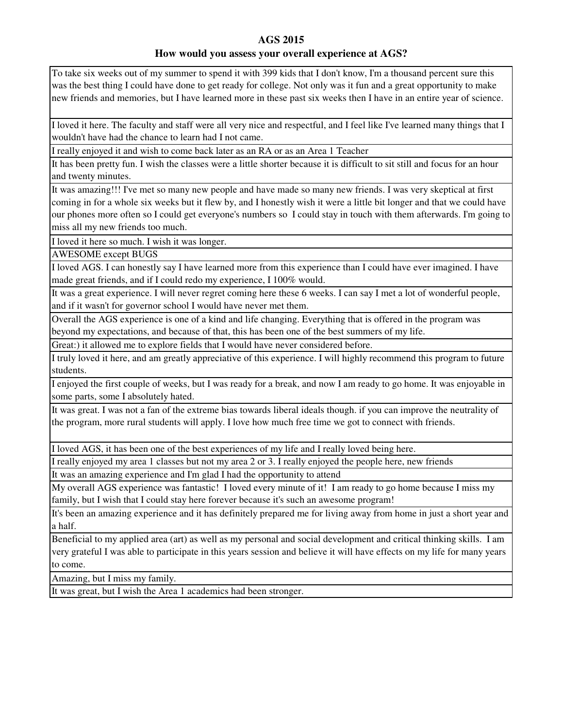# AGS 2015

## How would you assess your overall experience at AGS?

| |
|---|
| To take six weeks out of my summer to spend it with 399 kids that I don't know, I'm a thousand percent sure this was the best thing I could have done to get ready for college. Not only was it fun and a great opportunity to make new friends and memories, but I have learned more in these past six weeks then I have in an entire year of science. |
| I loved it here. The faculty and staff were all very nice and respectful, and I feel like I've learned many things that I wouldn't have had the chance to learn had I not came. |
| I really enjoyed it and wish to come back later as an RA or as an Area 1 Teacher |
| It has been pretty fun. I wish the classes were a little shorter because it is difficult to sit still and focus for an hour and twenty minutes. |
| It was amazing!!! I've met so many new people and have made so many new friends. I was very skeptical at first coming in for a whole six weeks but it flew by, and I honestly wish it were a little bit longer and that we could have our phones more often so I could get everyone's numbers so I could stay in touch with them afterwards. I'm going to miss all my new friends too much. |
| I loved it here so much. I wish it was longer. |
| AWESOME except BUGS |
| I loved AGS. I can honestly say I have learned more from this experience than I could have ever imagined. I have made great friends, and if I could redo my experience, I 100% would. |
| It was a great experience. I will never regret coming here these 6 weeks. I can say I met a lot of wonderful people, and if it wasn't for governor school I would have never met them. |
| Overall the AGS experience is one of a kind and life changing. Everything that is offered in the program was beyond my expectations, and because of that, this has been one of the best summers of my life. |
| Great:) it allowed me to explore fields that I would have never considered before. |
| I truly loved it here, and am greatly appreciative of this experience. I will highly recommend this program to future students. |
| I enjoyed the first couple of weeks, but I was ready for a break, and now I am ready to go home. It was enjoyable in some parts, some I absolutely hated. |
| It was great. I was not a fan of the extreme bias towards liberal ideals though. if you can improve the neutrality of the program, more rural students will apply. I love how much free time we got to connect with friends. |
| I loved AGS, it has been one of the best experiences of my life and I really loved being here. |
| I really enjoyed my area 1 classes but not my area 2 or 3. I really enjoyed the people here, new friends |
| It was an amazing experience and I'm glad I had the opportunity to attend |
| My overall AGS experience was fantastic! I loved every minute of it! I am ready to go home because I miss my family, but I wish that I could stay here forever because it's such an awesome program! |
| It's been an amazing experience and it has definitely prepared me for living away from home in just a short year and a half. |
| Beneficial to my applied area (art) as well as my personal and social development and critical thinking skills. I am very grateful I was able to participate in this years session and believe it will have effects on my life for many years to come. |
| Amazing, but I miss my family. |
| It was great, but I wish the Area 1 academics had been stronger. |